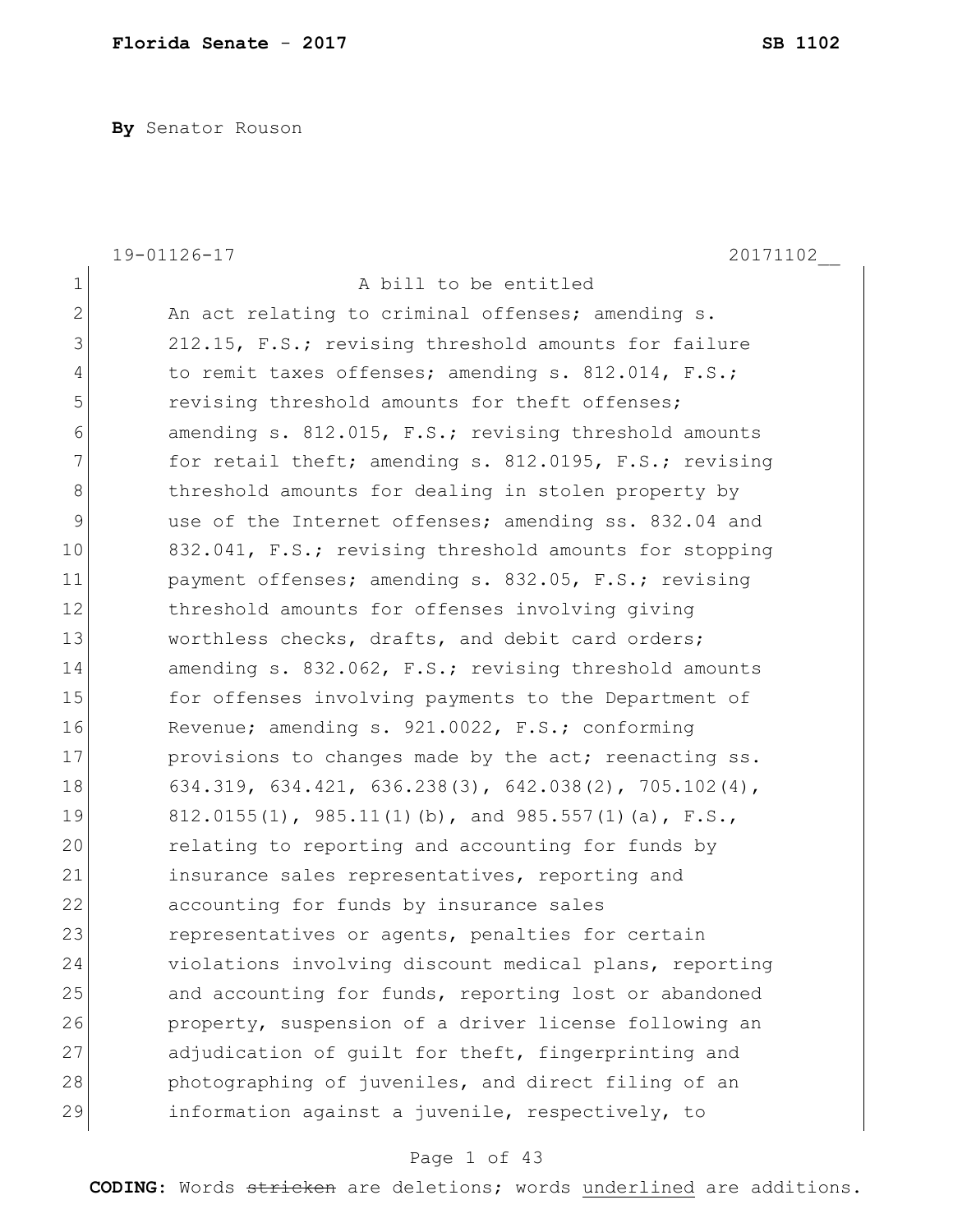**By** Senator Rouson

19-01126-17 20171102__

A bill to be entitled

An act relating to criminal offenses; amending s. 212.15, F.S.; revising threshold amounts for failure to remit taxes offenses; amending s. 812.014, F.S.; revising threshold amounts for theft offenses; amending s. 812.015, F.S.; revising threshold amounts for retail theft; amending s. 812.0195, F.S.; revising threshold amounts for dealing in stolen property by use of the Internet offenses; amending ss. 832.04 and 832.041, F.S.; revising threshold amounts for stopping payment offenses; amending s. 832.05, F.S.; revising threshold amounts for offenses involving giving worthless checks, drafts, and debit card orders; amending s. 832.062, F.S.; revising threshold amounts for offenses involving payments to the Department of Revenue; amending s. 921.0022, F.S.; conforming provisions to changes made by the act; reenacting ss. 634.319, 634.421, 636.238(3), 642.038(2), 705.102(4), 812.0155(1), 985.11(1)(b), and 985.557(1)(a), F.S., relating to reporting and accounting for funds by insurance sales representatives, reporting and accounting for funds by insurance sales representatives or agents, penalties for certain violations involving discount medical plans, reporting and accounting for funds, reporting lost or abandoned property, suspension of a driver license following an adjudication of guilt for theft, fingerprinting and photographing of juveniles, and direct filing of an information against a juvenile, respectively, to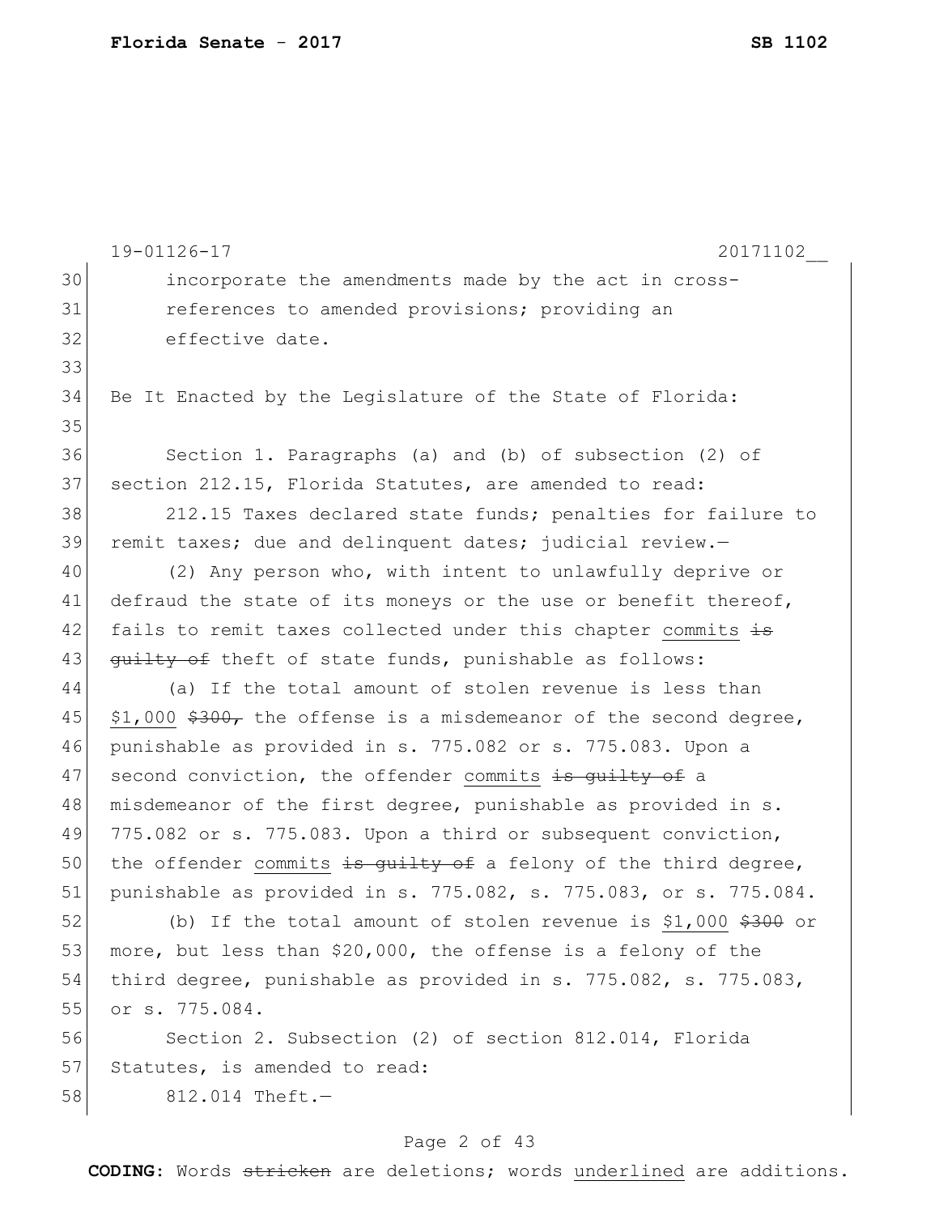incorporate the amendments made by the act in cross-references to amended provisions; providing an effective date.

Be It Enacted by the Legislature of the State of Florida:

Section 1. Paragraphs (a) and (b) of subsection (2) of section 212.15, Florida Statutes, are amended to read:

212.15 Taxes declared state funds; penalties for failure to remit taxes; due and delinquent dates; judicial review.—

(2) Any person who, with intent to unlawfully deprive or defraud the state of its moneys or the use or benefit thereof, fails to remit taxes collected under this chapter <u>commits</u> ~~is guilty of~~ theft of state funds, punishable as follows:

(a) If the total amount of stolen revenue is less than <u>$1,000</u> ~~$300,~~ the offense is a misdemeanor of the second degree, punishable as provided in s. 775.082 or s. 775.083. Upon a second conviction, the offender <u>commits</u> ~~is guilty of~~ a misdemeanor of the first degree, punishable as provided in s. 775.082 or s. 775.083. Upon a third or subsequent conviction, the offender <u>commits</u> ~~is guilty of~~ a felony of the third degree, punishable as provided in s. 775.082, s. 775.083, or s. 775.084.

(b) If the total amount of stolen revenue is <u>$1,000</u> ~~$300~~ or more, but less than $20,000, the offense is a felony of the third degree, punishable as provided in s. 775.082, s. 775.083, or s. 775.084.

Section 2. Subsection (2) of section 812.014, Florida Statutes, is amended to read:

812.014 Theft.—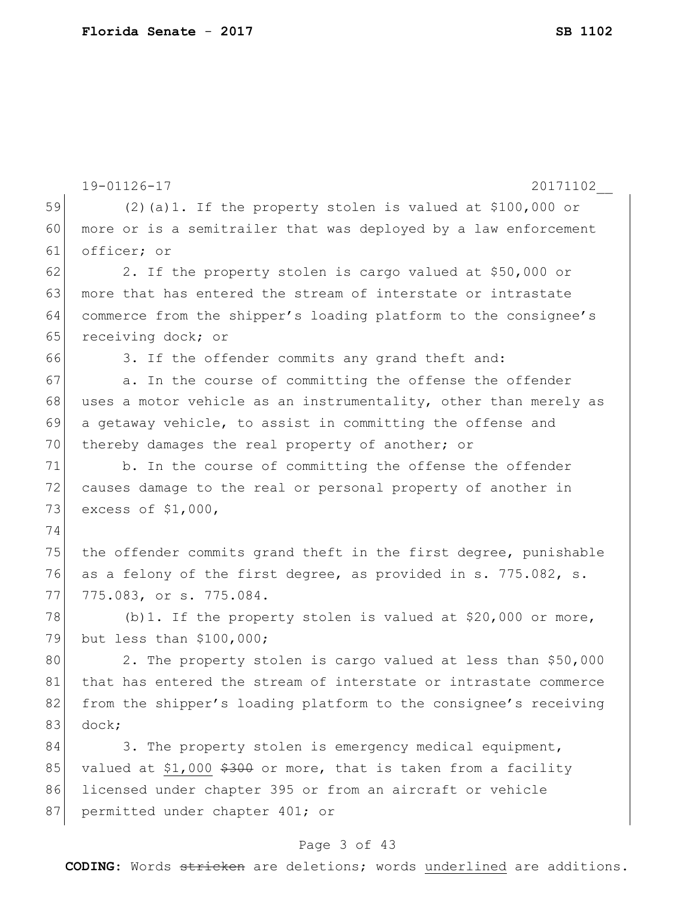19-01126-17 20171102__

(2)(a)1. If the property stolen is valued at $100,000 or more or is a semitrailer that was deployed by a law enforcement officer; or

2. If the property stolen is cargo valued at $50,000 or more that has entered the stream of interstate or intrastate commerce from the shipper's loading platform to the consignee's receiving dock; or

3. If the offender commits any grand theft and:

a. In the course of committing the offense the offender uses a motor vehicle as an instrumentality, other than merely as a getaway vehicle, to assist in committing the offense and thereby damages the real property of another; or

b. In the course of committing the offense the offender causes damage to the real or personal property of another in excess of $1,000,

the offender commits grand theft in the first degree, punishable as a felony of the first degree, as provided in s. 775.082, s. 775.083, or s. 775.084.

(b)1. If the property stolen is valued at $20,000 or more, but less than $100,000;

2. The property stolen is cargo valued at less than $50,000 that has entered the stream of interstate or intrastate commerce from the shipper's loading platform to the consignee's receiving dock;

3. The property stolen is emergency medical equipment, valued at <u>$1,000</u> ~~$300~~ or more, that is taken from a facility licensed under chapter 395 or from an aircraft or vehicle permitted under chapter 401; or

**CODING:** Words ~~stricken~~ are deletions; words <u>underlined</u> are additions.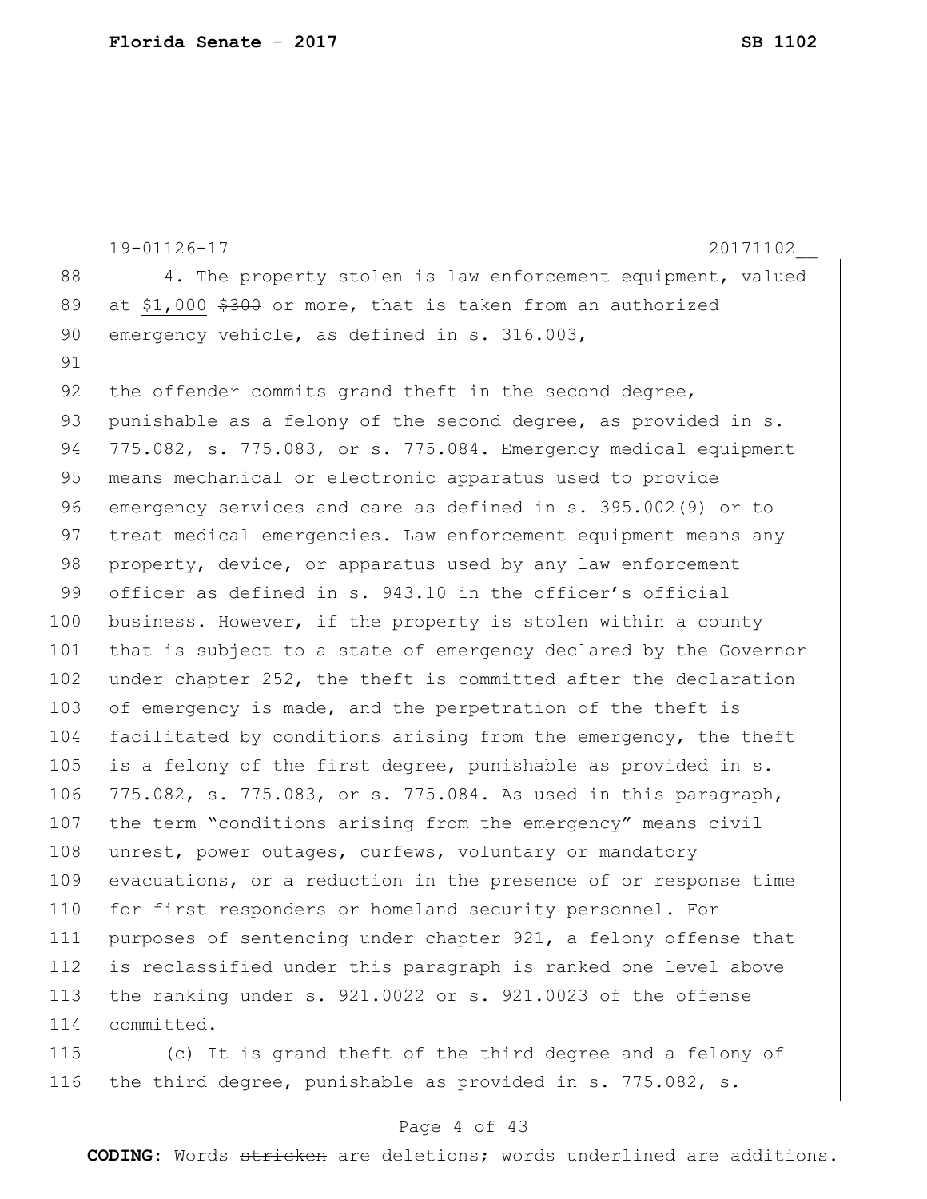4. The property stolen is law enforcement equipment, valued at <u>$1,000</u> ~~$300~~ or more, that is taken from an authorized emergency vehicle, as defined in s. 316.003,

the offender commits grand theft in the second degree, punishable as a felony of the second degree, as provided in s. 775.082, s. 775.083, or s. 775.084. Emergency medical equipment means mechanical or electronic apparatus used to provide emergency services and care as defined in s. 395.002(9) or to treat medical emergencies. Law enforcement equipment means any property, device, or apparatus used by any law enforcement officer as defined in s. 943.10 in the officer's official business. However, if the property is stolen within a county that is subject to a state of emergency declared by the Governor under chapter 252, the theft is committed after the declaration of emergency is made, and the perpetration of the theft is facilitated by conditions arising from the emergency, the theft is a felony of the first degree, punishable as provided in s. 775.082, s. 775.083, or s. 775.084. As used in this paragraph, the term "conditions arising from the emergency" means civil unrest, power outages, curfews, voluntary or mandatory evacuations, or a reduction in the presence of or response time for first responders or homeland security personnel. For purposes of sentencing under chapter 921, a felony offense that is reclassified under this paragraph is ranked one level above the ranking under s. 921.0022 or s. 921.0023 of the offense committed.

(c) It is grand theft of the third degree and a felony of the third degree, punishable as provided in s. 775.082, s.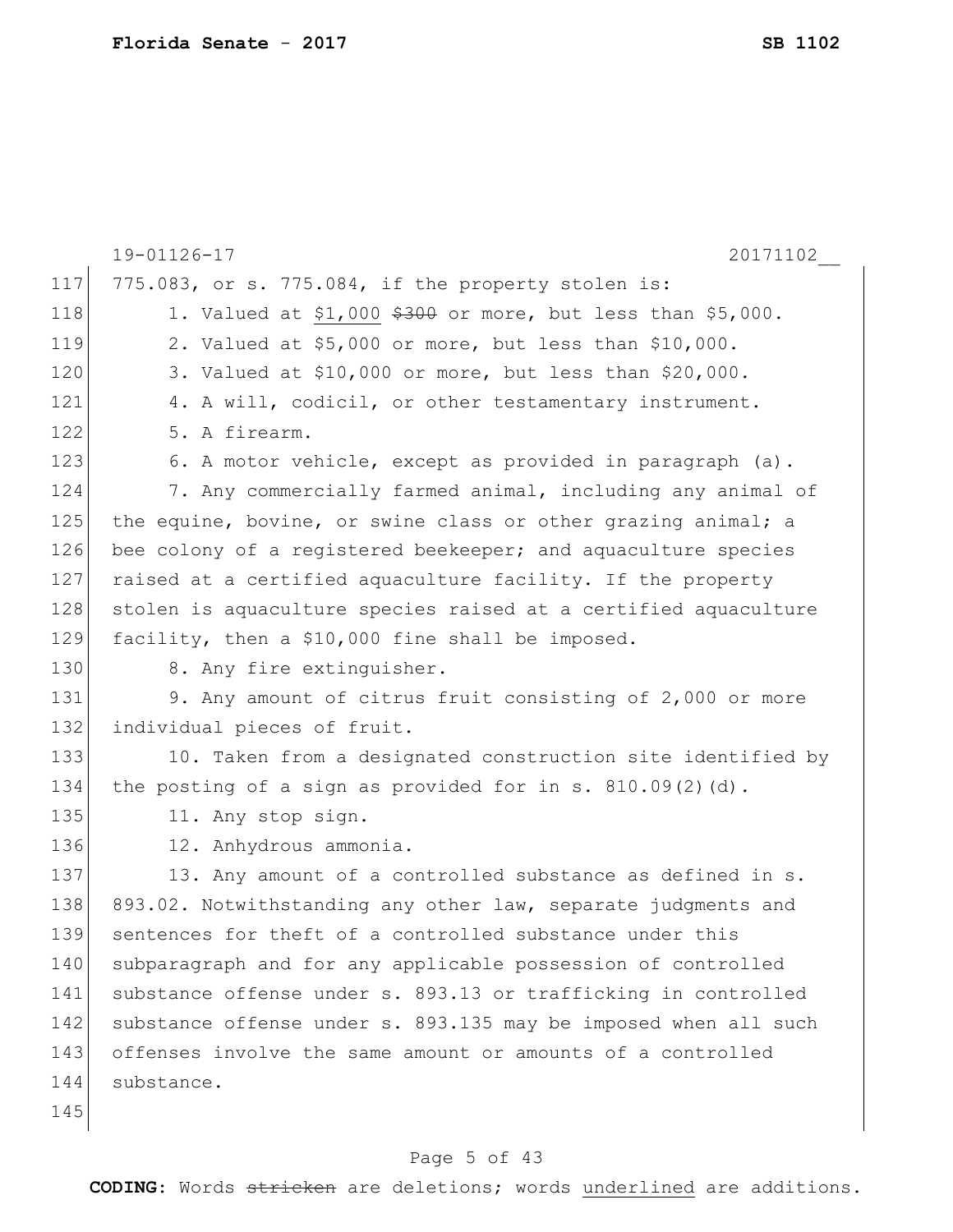775.083, or s. 775.084, if the property stolen is:

1. Valued at <u>$1,000</u> ~~$300~~ or more, but less than $5,000.

2. Valued at $5,000 or more, but less than $10,000.

3. Valued at $10,000 or more, but less than $20,000.

4. A will, codicil, or other testamentary instrument.

5. A firearm.

6. A motor vehicle, except as provided in paragraph (a).

7. Any commercially farmed animal, including any animal of the equine, bovine, or swine class or other grazing animal; a bee colony of a registered beekeeper; and aquaculture species raised at a certified aquaculture facility. If the property stolen is aquaculture species raised at a certified aquaculture facility, then a $10,000 fine shall be imposed.

8. Any fire extinguisher.

9. Any amount of citrus fruit consisting of 2,000 or more individual pieces of fruit.

10. Taken from a designated construction site identified by the posting of a sign as provided for in s. 810.09(2)(d).

11. Any stop sign.

12. Anhydrous ammonia.

13. Any amount of a controlled substance as defined in s. 893.02. Notwithstanding any other law, separate judgments and sentences for theft of a controlled substance under this subparagraph and for any applicable possession of controlled substance offense under s. 893.13 or trafficking in controlled substance offense under s. 893.135 may be imposed when all such offenses involve the same amount or amounts of a controlled substance.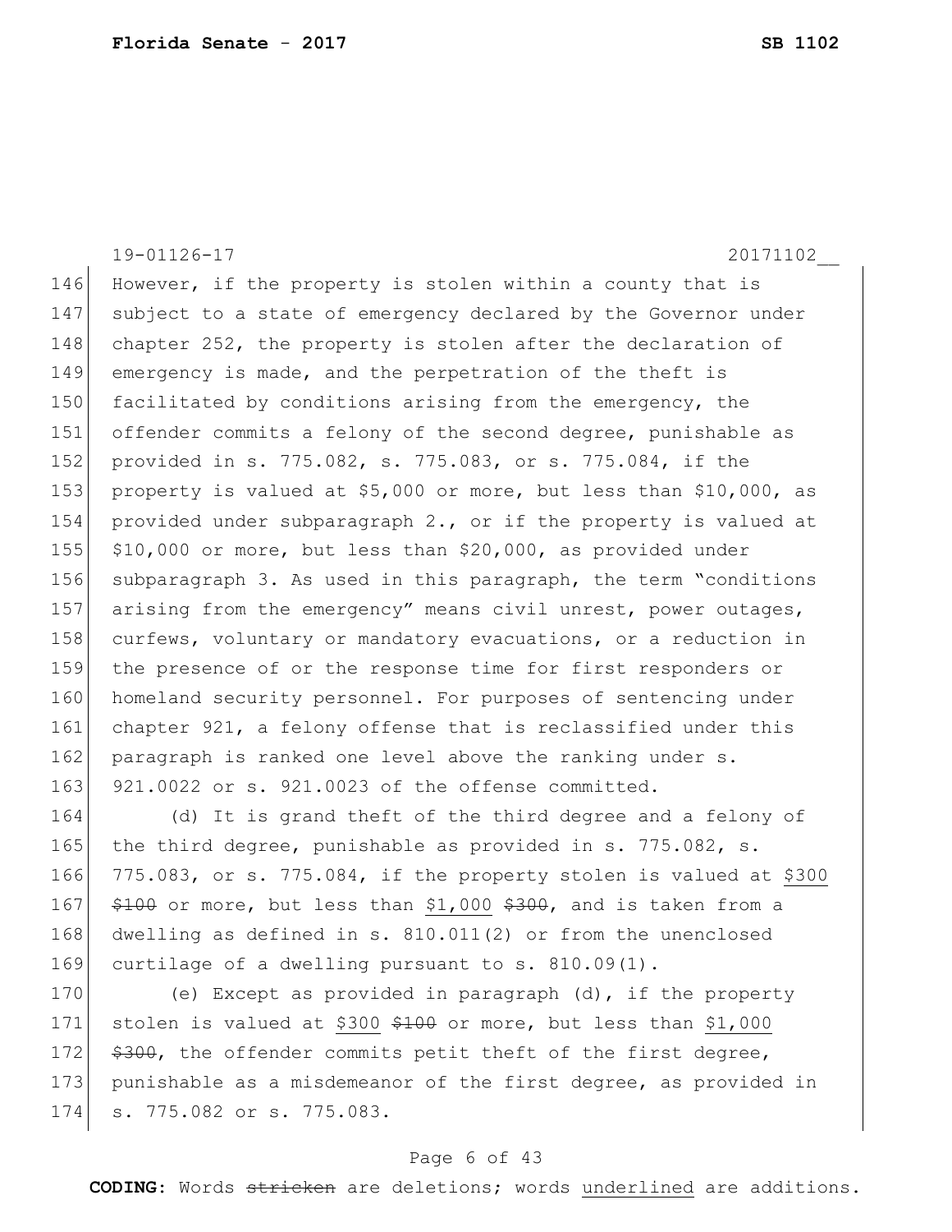However, if the property is stolen within a county that is subject to a state of emergency declared by the Governor under chapter 252, the property is stolen after the declaration of emergency is made, and the perpetration of the theft is facilitated by conditions arising from the emergency, the offender commits a felony of the second degree, punishable as provided in s. 775.082, s. 775.083, or s. 775.084, if the property is valued at $5,000 or more, but less than $10,000, as provided under subparagraph 2., or if the property is valued at $10,000 or more, but less than $20,000, as provided under subparagraph 3. As used in this paragraph, the term "conditions arising from the emergency" means civil unrest, power outages, curfews, voluntary or mandatory evacuations, or a reduction in the presence of or the response time for first responders or homeland security personnel. For purposes of sentencing under chapter 921, a felony offense that is reclassified under this paragraph is ranked one level above the ranking under s. 921.0022 or s. 921.0023 of the offense committed.

(d) It is grand theft of the third degree and a felony of the third degree, punishable as provided in s. 775.082, s. 775.083, or s. 775.084, if the property stolen is valued at <u>$300</u> ~~$100~~ or more, but less than <u>$1,000</u> ~~$300~~, and is taken from a dwelling as defined in s. 810.011(2) or from the unenclosed curtilage of a dwelling pursuant to s. 810.09(1).

(e) Except as provided in paragraph (d), if the property stolen is valued at <u>$300</u> ~~$100~~ or more, but less than <u>$1,000</u> ~~$300~~, the offender commits petit theft of the first degree, punishable as a misdemeanor of the first degree, as provided in s. 775.082 or s. 775.083.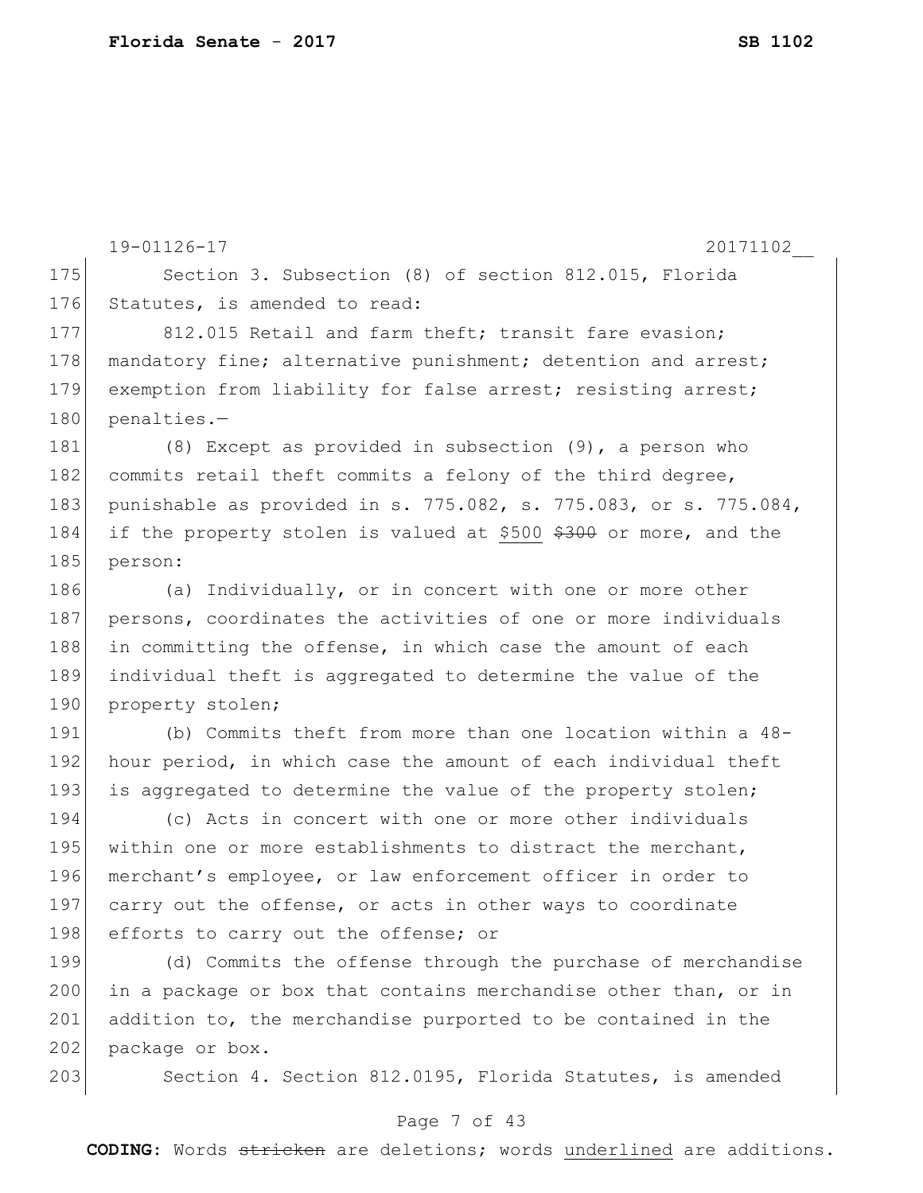Section 3. Subsection (8) of section 812.015, Florida Statutes, is amended to read:

812.015 Retail and farm theft; transit fare evasion; mandatory fine; alternative punishment; detention and arrest; exemption from liability for false arrest; resisting arrest; penalties.—

(8) Except as provided in subsection (9), a person who commits retail theft commits a felony of the third degree, punishable as provided in s. 775.082, s. 775.083, or s. 775.084, if the property stolen is valued at <u>$500</u> ~~$300~~ or more, and the person:

(a) Individually, or in concert with one or more other persons, coordinates the activities of one or more individuals in committing the offense, in which case the amount of each individual theft is aggregated to determine the value of the property stolen;

(b) Commits theft from more than one location within a 48-hour period, in which case the amount of each individual theft is aggregated to determine the value of the property stolen;

(c) Acts in concert with one or more other individuals within one or more establishments to distract the merchant, merchant's employee, or law enforcement officer in order to carry out the offense, or acts in other ways to coordinate efforts to carry out the offense; or

(d) Commits the offense through the purchase of merchandise in a package or box that contains merchandise other than, or in addition to, the merchandise purported to be contained in the package or box.

Section 4. Section 812.0195, Florida Statutes, is amended

**CODING:** Words ~~stricken~~ are deletions; words <u>underlined</u> are additions.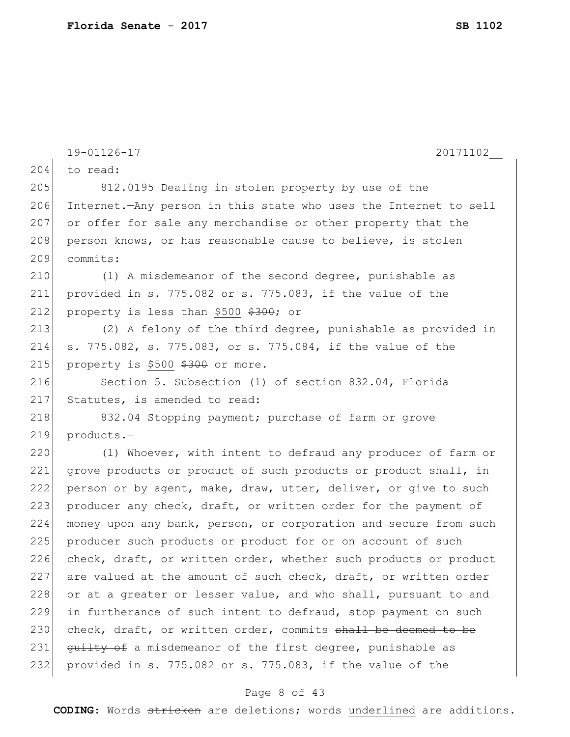to read:

812.0195 Dealing in stolen property by use of the Internet.—Any person in this state who uses the Internet to sell or offer for sale any merchandise or other property that the person knows, or has reasonable cause to believe, is stolen commits:

(1) A misdemeanor of the second degree, punishable as provided in s. 775.082 or s. 775.083, if the value of the property is less than <u>$500</u> ~~$300~~; or

(2) A felony of the third degree, punishable as provided in s. 775.082, s. 775.083, or s. 775.084, if the value of the property is <u>$500</u> ~~$300~~ or more.

Section 5. Subsection (1) of section 832.04, Florida Statutes, is amended to read:

832.04 Stopping payment; purchase of farm or grove products.—

(1) Whoever, with intent to defraud any producer of farm or grove products or product of such products or product shall, in person or by agent, make, draw, utter, deliver, or give to such producer any check, draft, or written order for the payment of money upon any bank, person, or corporation and secure from such producer such products or product for or on account of such check, draft, or written order, whether such products or product are valued at the amount of such check, draft, or written order or at a greater or lesser value, and who shall, pursuant to and in furtherance of such intent to defraud, stop payment on such check, draft, or written order, <u>commits</u> ~~shall be deemed to be guilty of~~ a misdemeanor of the first degree, punishable as provided in s. 775.082 or s. 775.083, if the value of the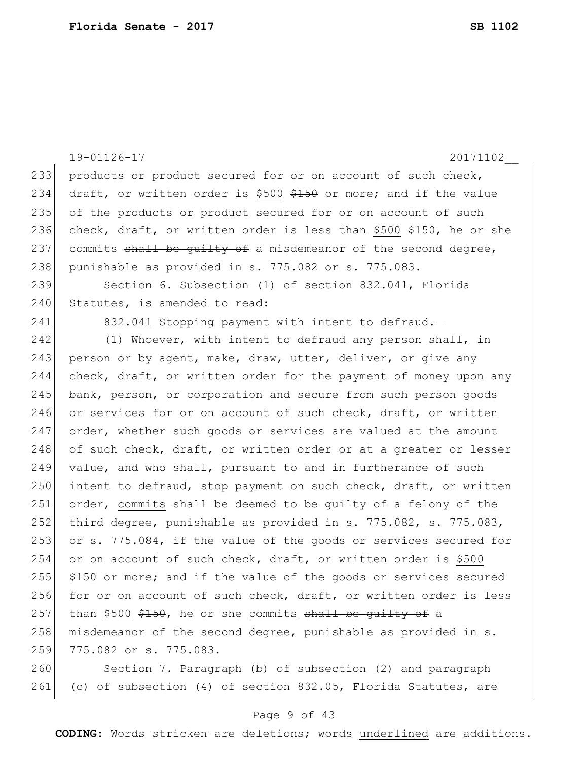products or product secured for or on account of such check, draft, or written order is <u>$500</u> ~~$150~~ or more; and if the value of the products or product secured for or on account of such check, draft, or written order is less than <u>$500</u> ~~$150~~, he or she <u>commits</u> ~~shall be guilty of~~ a misdemeanor of the second degree, punishable as provided in s. 775.082 or s. 775.083.

Section 6. Subsection (1) of section 832.041, Florida Statutes, is amended to read:

832.041 Stopping payment with intent to defraud.—

(1) Whoever, with intent to defraud any person shall, in person or by agent, make, draw, utter, deliver, or give any check, draft, or written order for the payment of money upon any bank, person, or corporation and secure from such person goods or services for or on account of such check, draft, or written order, whether such goods or services are valued at the amount of such check, draft, or written order or at a greater or lesser value, and who shall, pursuant to and in furtherance of such intent to defraud, stop payment on such check, draft, or written order, <u>commits</u> ~~shall be deemed to be guilty of~~ a felony of the third degree, punishable as provided in s. 775.082, s. 775.083, or s. 775.084, if the value of the goods or services secured for or on account of such check, draft, or written order is <u>$500</u> ~~$150~~ or more; and if the value of the goods or services secured for or on account of such check, draft, or written order is less than <u>$500</u> ~~$150~~, he or she <u>commits</u> ~~shall be guilty of~~ a misdemeanor of the second degree, punishable as provided in s. 775.082 or s. 775.083.

Section 7. Paragraph (b) of subsection (2) and paragraph (c) of subsection (4) of section 832.05, Florida Statutes, are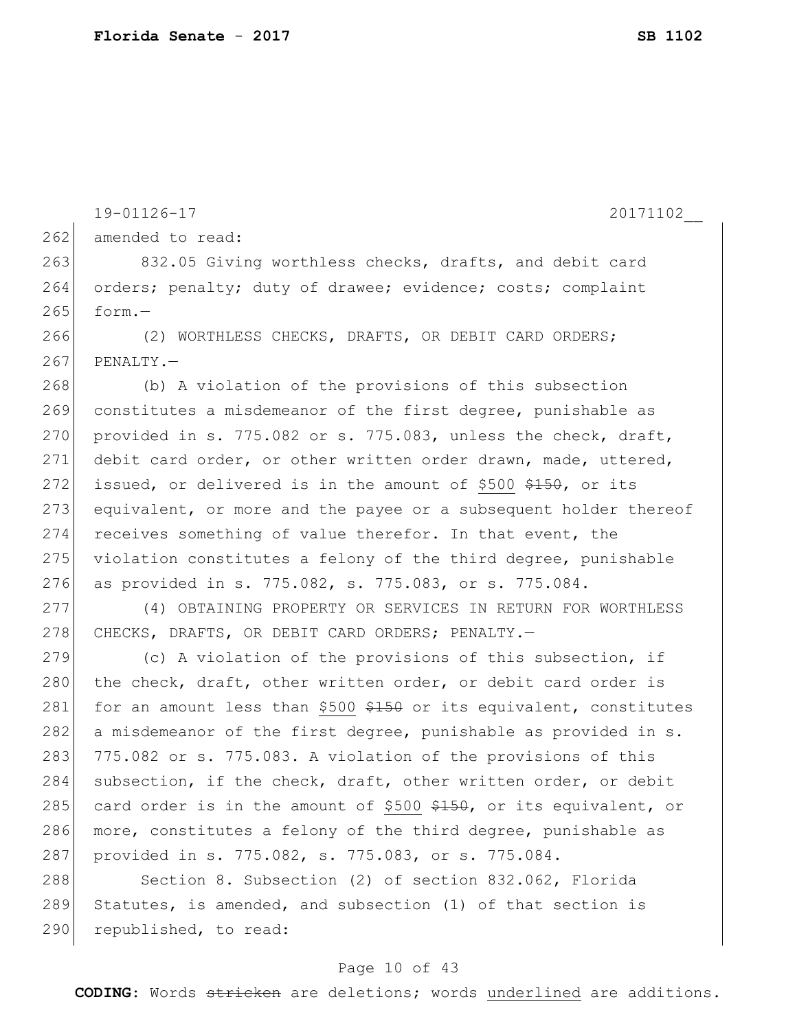19-01126-17 20171102__

amended to read:

832.05 Giving worthless checks, drafts, and debit card orders; penalty; duty of drawee; evidence; costs; complaint form.—

(2) WORTHLESS CHECKS, DRAFTS, OR DEBIT CARD ORDERS; PENALTY.—

(b) A violation of the provisions of this subsection constitutes a misdemeanor of the first degree, punishable as provided in s. 775.082 or s. 775.083, unless the check, draft, debit card order, or other written order drawn, made, uttered, issued, or delivered is in the amount of <u>$500</u> ~~$150~~, or its equivalent, or more and the payee or a subsequent holder thereof receives something of value therefor. In that event, the violation constitutes a felony of the third degree, punishable as provided in s. 775.082, s. 775.083, or s. 775.084.

(4) OBTAINING PROPERTY OR SERVICES IN RETURN FOR WORTHLESS CHECKS, DRAFTS, OR DEBIT CARD ORDERS; PENALTY.—

(c) A violation of the provisions of this subsection, if the check, draft, other written order, or debit card order is for an amount less than <u>$500</u> ~~$150~~ or its equivalent, constitutes a misdemeanor of the first degree, punishable as provided in s. 775.082 or s. 775.083. A violation of the provisions of this subsection, if the check, draft, other written order, or debit card order is in the amount of <u>$500</u> ~~$150~~, or its equivalent, or more, constitutes a felony of the third degree, punishable as provided in s. 775.082, s. 775.083, or s. 775.084.

Section 8. Subsection (2) of section 832.062, Florida Statutes, is amended, and subsection (1) of that section is republished, to read: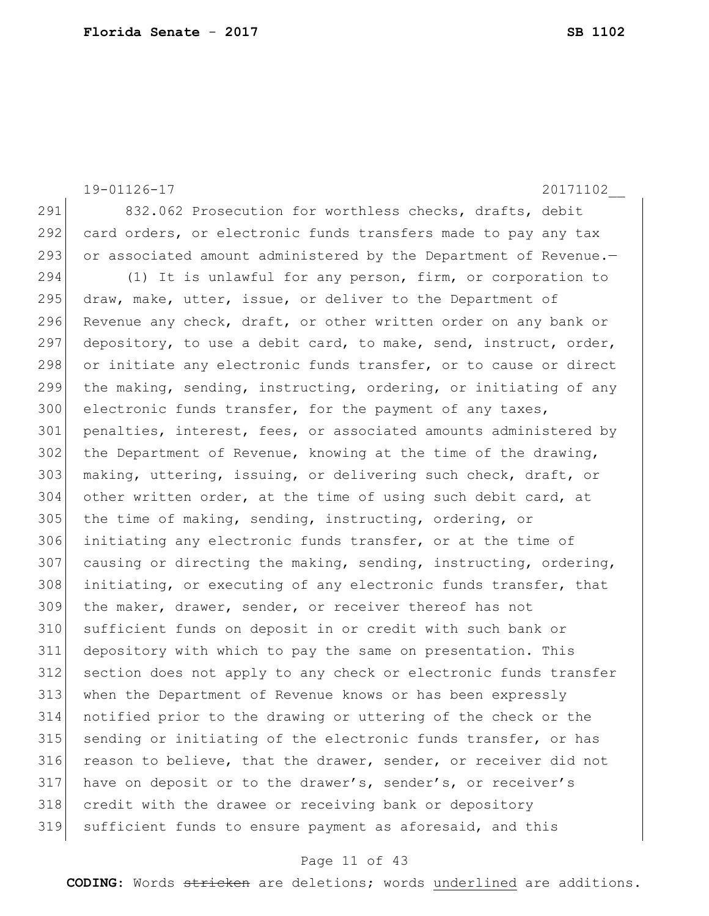832.062 Prosecution for worthless checks, drafts, debit card orders, or electronic funds transfers made to pay any tax or associated amount administered by the Department of Revenue.—

(1) It is unlawful for any person, firm, or corporation to draw, make, utter, issue, or deliver to the Department of Revenue any check, draft, or other written order on any bank or depository, to use a debit card, to make, send, instruct, order, or initiate any electronic funds transfer, or to cause or direct the making, sending, instructing, ordering, or initiating of any electronic funds transfer, for the payment of any taxes, penalties, interest, fees, or associated amounts administered by the Department of Revenue, knowing at the time of the drawing, making, uttering, issuing, or delivering such check, draft, or other written order, at the time of using such debit card, at the time of making, sending, instructing, ordering, or initiating any electronic funds transfer, or at the time of causing or directing the making, sending, instructing, ordering, initiating, or executing of any electronic funds transfer, that the maker, drawer, sender, or receiver thereof has not sufficient funds on deposit in or credit with such bank or depository with which to pay the same on presentation. This section does not apply to any check or electronic funds transfer when the Department of Revenue knows or has been expressly notified prior to the drawing or uttering of the check or the sending or initiating of the electronic funds transfer, or has reason to believe, that the drawer, sender, or receiver did not have on deposit or to the drawer's, sender's, or receiver's credit with the drawee or receiving bank or depository sufficient funds to ensure payment as aforesaid, and this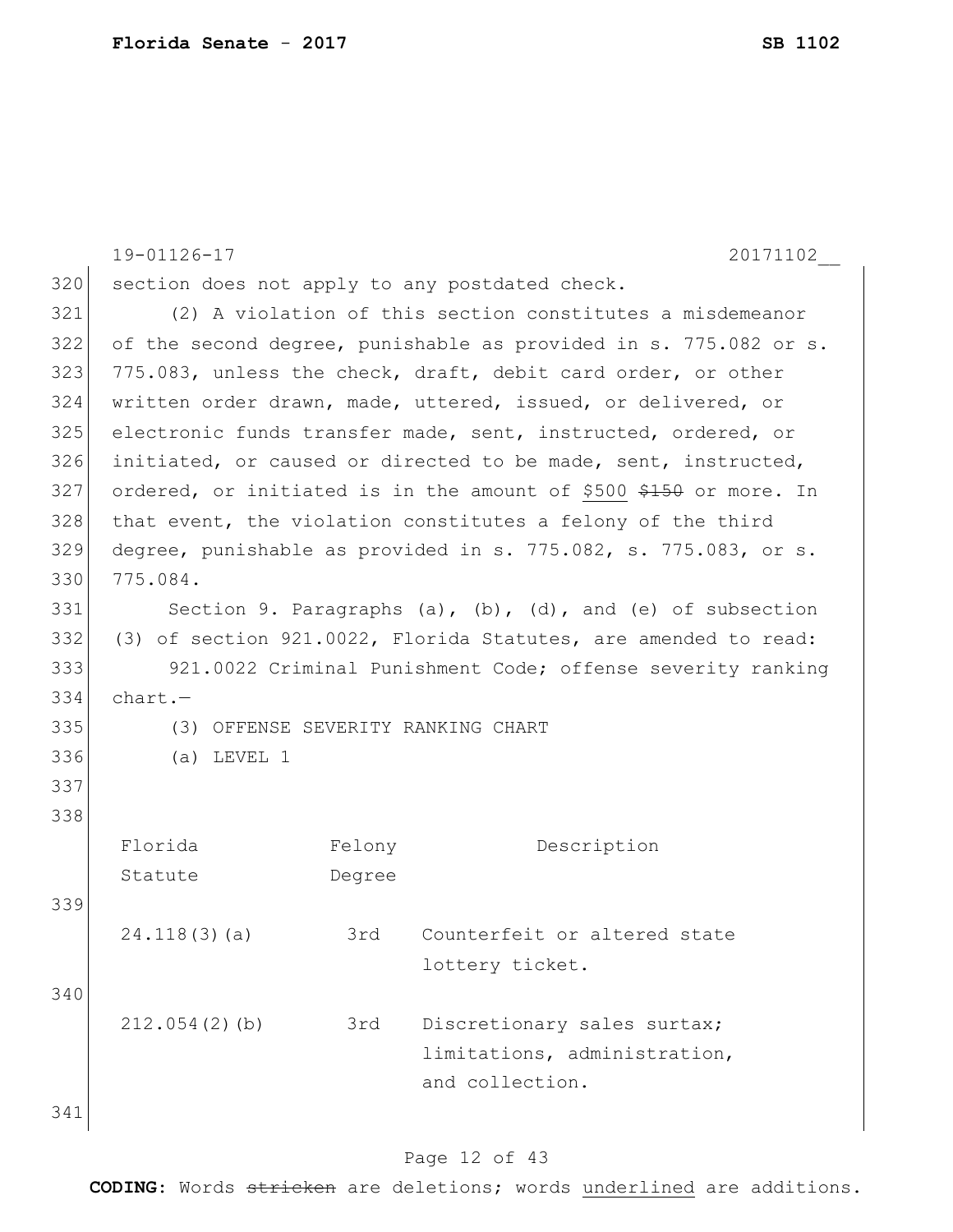section does not apply to any postdated check.

(2) A violation of this section constitutes a misdemeanor of the second degree, punishable as provided in s. 775.082 or s. 775.083, unless the check, draft, debit card order, or other written order drawn, made, uttered, issued, or delivered, or electronic funds transfer made, sent, instructed, ordered, or initiated, or caused or directed to be made, sent, instructed, ordered, or initiated is in the amount of <u>$500</u> ~~$150~~ or more. In that event, the violation constitutes a felony of the third degree, punishable as provided in s. 775.082, s. 775.083, or s. 775.084.

Section 9. Paragraphs (a), (b), (d), and (e) of subsection (3) of section 921.0022, Florida Statutes, are amended to read:

921.0022 Criminal Punishment Code; offense severity ranking chart.—

(3) OFFENSE SEVERITY RANKING CHART

(a) LEVEL 1

| Florida Statute | Felony Degree | Description |
|---|---|---|
| 24.118(3)(a) | 3rd | Counterfeit or altered state lottery ticket. |
| 212.054(2)(b) | 3rd | Discretionary sales surtax; limitations, administration, and collection. |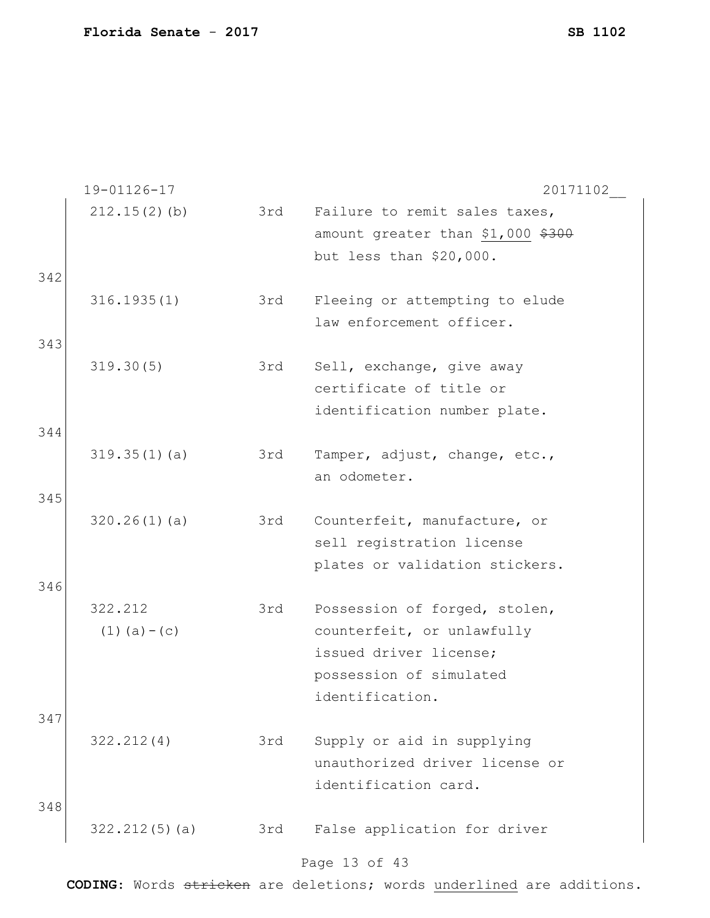| | | | |
|---|---|---|---|
| | 212.15(2)(b) | 3rd | Failure to remit sales taxes, amount greater than <u>$1,000</u> ~~$300~~ but less than $20,000. |
| 342 | 316.1935(1) | 3rd | Fleeing or attempting to elude law enforcement officer. |
| 343 | 319.30(5) | 3rd | Sell, exchange, give away certificate of title or identification number plate. |
| 344 | 319.35(1)(a) | 3rd | Tamper, adjust, change, etc., an odometer. |
| 345 | 320.26(1)(a) | 3rd | Counterfeit, manufacture, or sell registration license plates or validation stickers. |
| 346 | 322.212 (1)(a)-(c) | 3rd | Possession of forged, stolen, counterfeit, or unlawfully issued driver license; possession of simulated identification. |
| 347 | 322.212(4) | 3rd | Supply or aid in supplying unauthorized driver license or identification card. |
| 348 | 322.212(5)(a) | 3rd | False application for driver |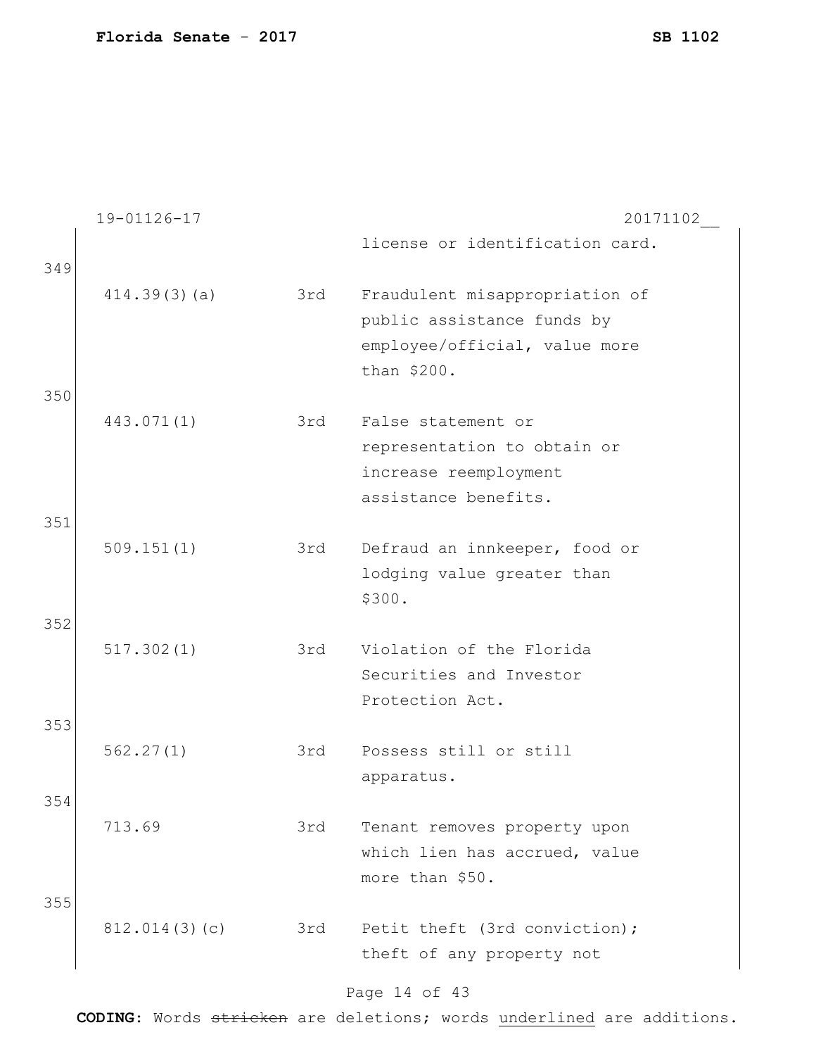license or identification card.

349

| | | |
|---|---|---|
| 414.39(3)(a) | 3rd | Fraudulent misappropriation of public assistance funds by employee/official, value more than $200. |

350

| | | |
|---|---|---|
| 443.071(1) | 3rd | False statement or representation to obtain or increase reemployment assistance benefits. |

351

| | | |
|---|---|---|
| 509.151(1) | 3rd | Defraud an innkeeper, food or lodging value greater than $300. |

352

| | | |
|---|---|---|
| 517.302(1) | 3rd | Violation of the Florida Securities and Investor Protection Act. |

353

| | | |
|---|---|---|
| 562.27(1) | 3rd | Possess still or still apparatus. |

354

| | | |
|---|---|---|
| 713.69 | 3rd | Tenant removes property upon which lien has accrued, value more than $50. |

355

| | | |
|---|---|---|
| 812.014(3)(c) | 3rd | Petit theft (3rd conviction); theft of any property not |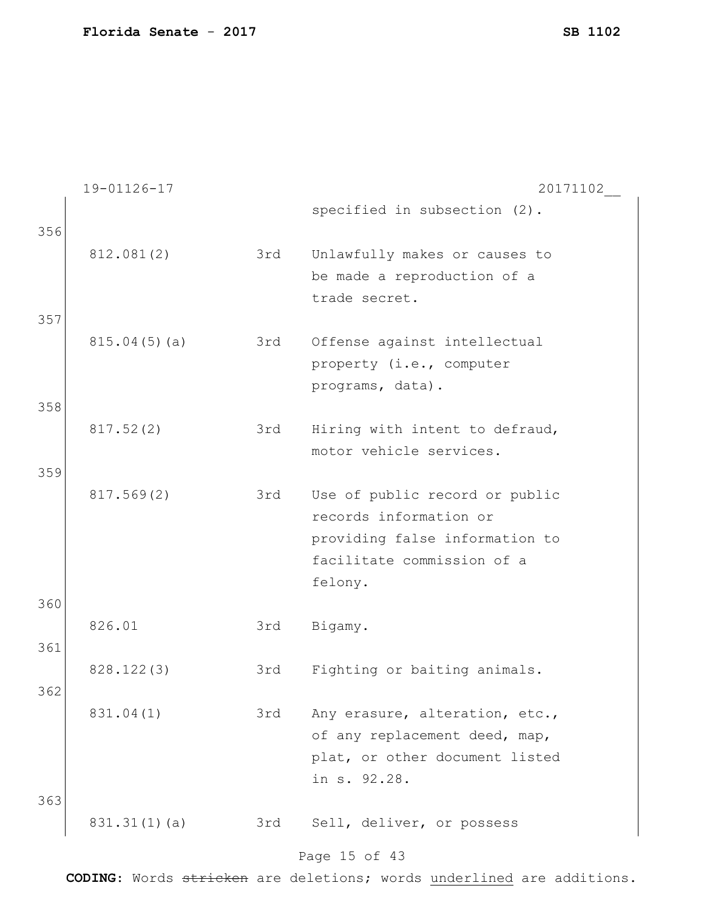19-01126-17 20171102__

| | | | |
|---|---|---|---|
| | | | specified in subsection (2). |
| 356 | 812.081(2) | 3rd | Unlawfully makes or causes to be made a reproduction of a trade secret. |
| 357 | 815.04(5)(a) | 3rd | Offense against intellectual property (i.e., computer programs, data). |
| 358 | 817.52(2) | 3rd | Hiring with intent to defraud, motor vehicle services. |
| 359 | 817.569(2) | 3rd | Use of public record or public records information or providing false information to facilitate commission of a felony. |
| 360 | 826.01 | 3rd | Bigamy. |
| 361 | 828.122(3) | 3rd | Fighting or baiting animals. |
| 362 | 831.04(1) | 3rd | Any erasure, alteration, etc., of any replacement deed, map, plat, or other document listed in s. 92.28. |
| 363 | 831.31(1)(a) | 3rd | Sell, deliver, or possess |

**CODING:** Words ~~stricken~~ are deletions; words <u>underlined</u> are additions.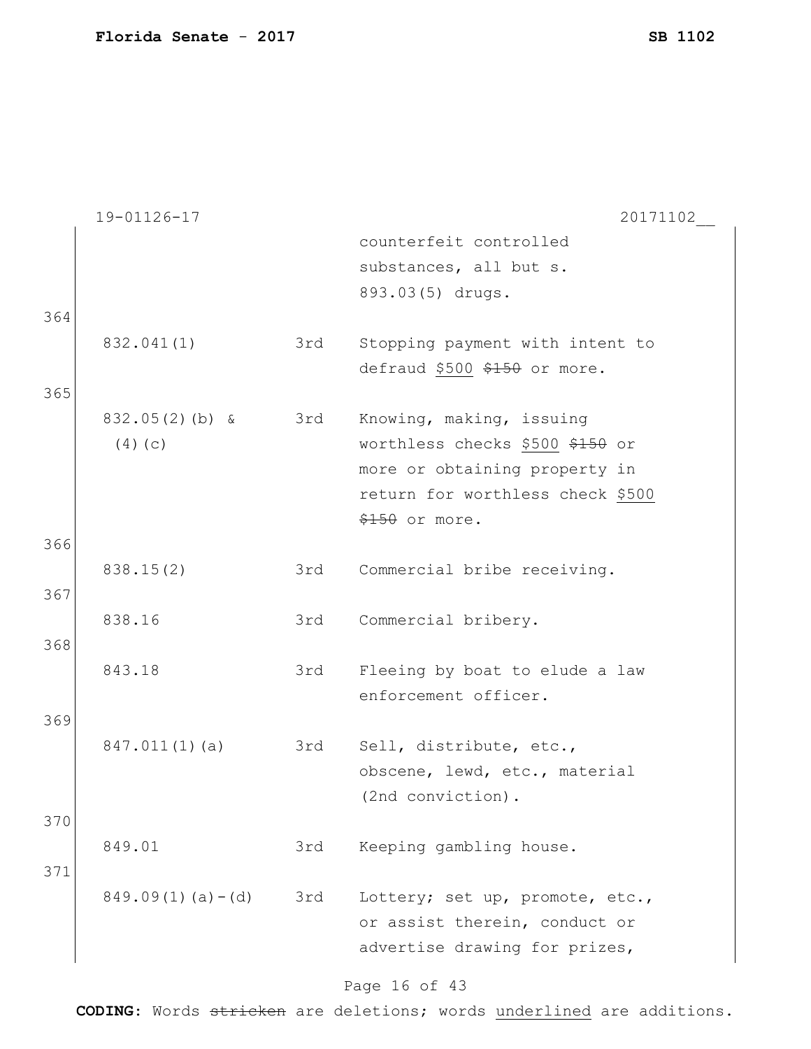19-01126-17 20171102__

| | | | |
|---|---|---|---|
| | | | counterfeit controlled substances, all but s. 893.03(5) drugs. |
| 364 | 832.041(1) | 3rd | Stopping payment with intent to defraud <u>$500</u> ~~$150~~ or more. |
| 365 | 832.05(2)(b) & (4)(c) | 3rd | Knowing, making, issuing worthless checks <u>$500</u> ~~$150~~ or more or obtaining property in return for worthless check <u>$500</u> ~~$150~~ or more. |
| 366 | 838.15(2) | 3rd | Commercial bribe receiving. |
| 367 | 838.16 | 3rd | Commercial bribery. |
| 368 | 843.18 | 3rd | Fleeing by boat to elude a law enforcement officer. |
| 369 | 847.011(1)(a) | 3rd | Sell, distribute, etc., obscene, lewd, etc., material (2nd conviction). |
| 370 | 849.01 | 3rd | Keeping gambling house. |
| 371 | 849.09(1)(a)-(d) | 3rd | Lottery; set up, promote, etc., or assist therein, conduct or advertise drawing for prizes, |

**CODING:** Words ~~stricken~~ are deletions; words <u>underlined</u> are additions.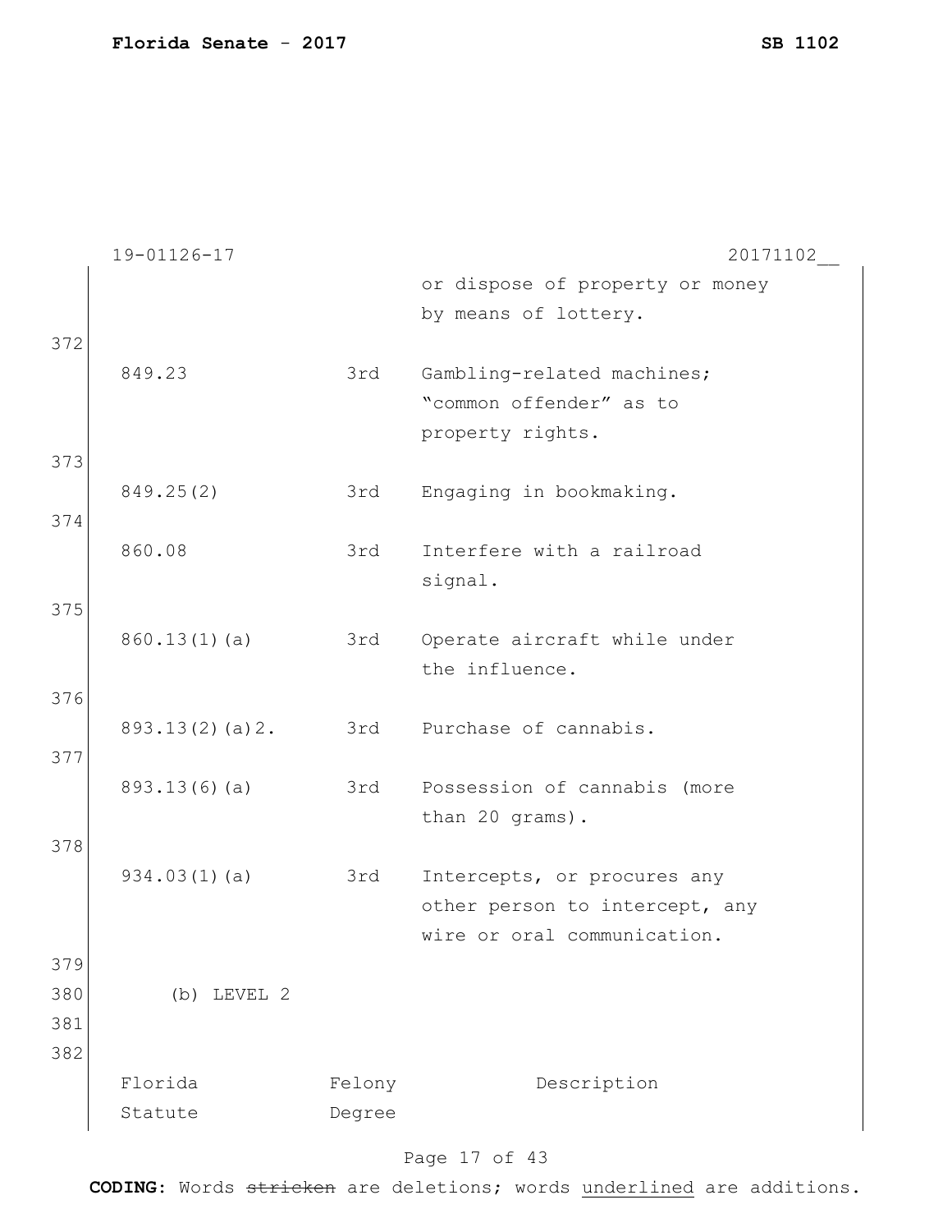| | | |
|---|---|---|
| | | or dispose of property or money by means of lottery. |
| 849.23 | 3rd | Gambling-related machines; "common offender" as to property rights. |
| 849.25(2) | 3rd | Engaging in bookmaking. |
| 860.08 | 3rd | Interfere with a railroad signal. |
| 860.13(1)(a) | 3rd | Operate aircraft while under the influence. |
| 893.13(2)(a)2. | 3rd | Purchase of cannabis. |
| 893.13(6)(a) | 3rd | Possession of cannabis (more than 20 grams). |
| 934.03(1)(a) | 3rd | Intercepts, or procures any other person to intercept, any wire or oral communication. |

(b) LEVEL 2

| Florida Statute | Felony Degree | Description |
|---|---|---|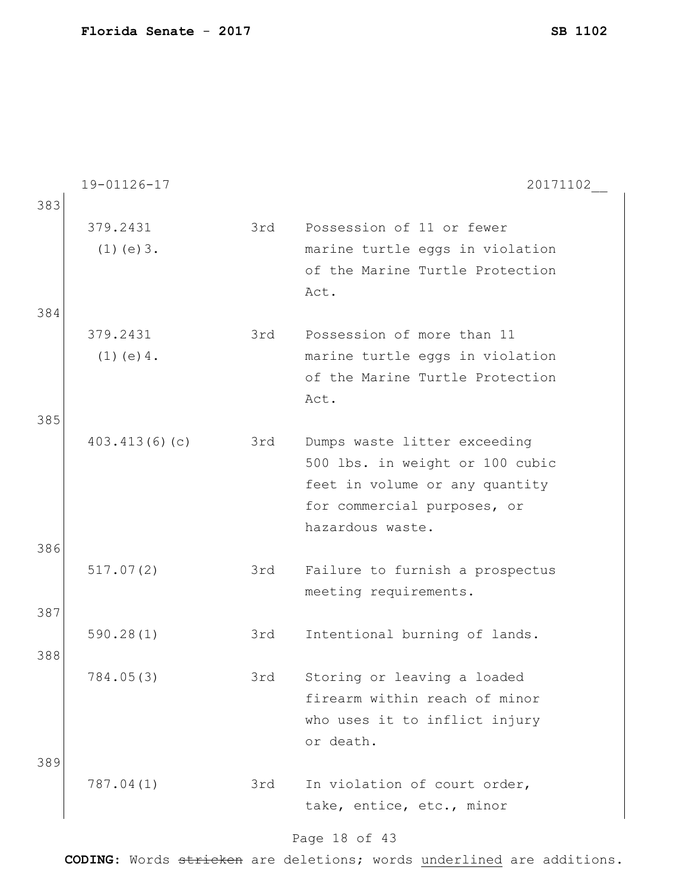19-01126-17 20171102__

383

| | | |
|---|---|---|
| 379.2431 (1)(e)3. | 3rd | Possession of 11 or fewer marine turtle eggs in violation of the Marine Turtle Protection Act. |

384

| | | |
|---|---|---|
| 379.2431 (1)(e)4. | 3rd | Possession of more than 11 marine turtle eggs in violation of the Marine Turtle Protection Act. |

385

| | | |
|---|---|---|
| 403.413(6)(c) | 3rd | Dumps waste litter exceeding 500 lbs. in weight or 100 cubic feet in volume or any quantity for commercial purposes, or hazardous waste. |

386

| | | |
|---|---|---|
| 517.07(2) | 3rd | Failure to furnish a prospectus meeting requirements. |

387

| | | |
|---|---|---|
| 590.28(1) | 3rd | Intentional burning of lands. |

388

| | | |
|---|---|---|
| 784.05(3) | 3rd | Storing or leaving a loaded firearm within reach of minor who uses it to inflict injury or death. |

389

| | | |
|---|---|---|
| 787.04(1) | 3rd | In violation of court order, take, entice, etc., minor |

**CODING:** Words ~~stricken~~ are deletions; words underlined are additions.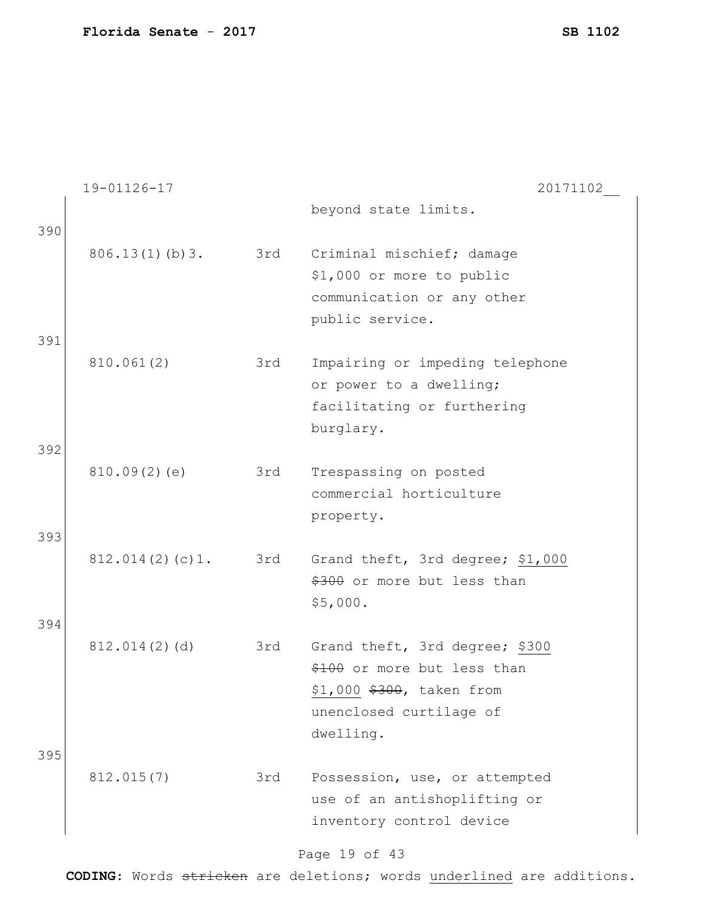19-01126-17 20171102__

| | | | |
|---|---|---|---|
| | | | beyond state limits. |
| 390 | 806.13(1)(b)3. | 3rd | Criminal mischief; damage $1,000 or more to public communication or any other public service. |
| 391 | 810.061(2) | 3rd | Impairing or impeding telephone or power to a dwelling; facilitating or furthering burglary. |
| 392 | 810.09(2)(e) | 3rd | Trespassing on posted commercial horticulture property. |
| 393 | 812.014(2)(c)1. | 3rd | Grand theft, 3rd degree; <u>$1,000</u> ~~$300~~ or more but less than $5,000. |
| 394 | 812.014(2)(d) | 3rd | Grand theft, 3rd degree; <u>$300</u> ~~$100~~ or more but less than <u>$1,000</u> ~~$300~~, taken from unenclosed curtilage of dwelling. |
| 395 | 812.015(7) | 3rd | Possession, use, or attempted use of an antishoplifting or inventory control device |

**CODING:** Words ~~stricken~~ are deletions; words <u>underlined</u> are additions.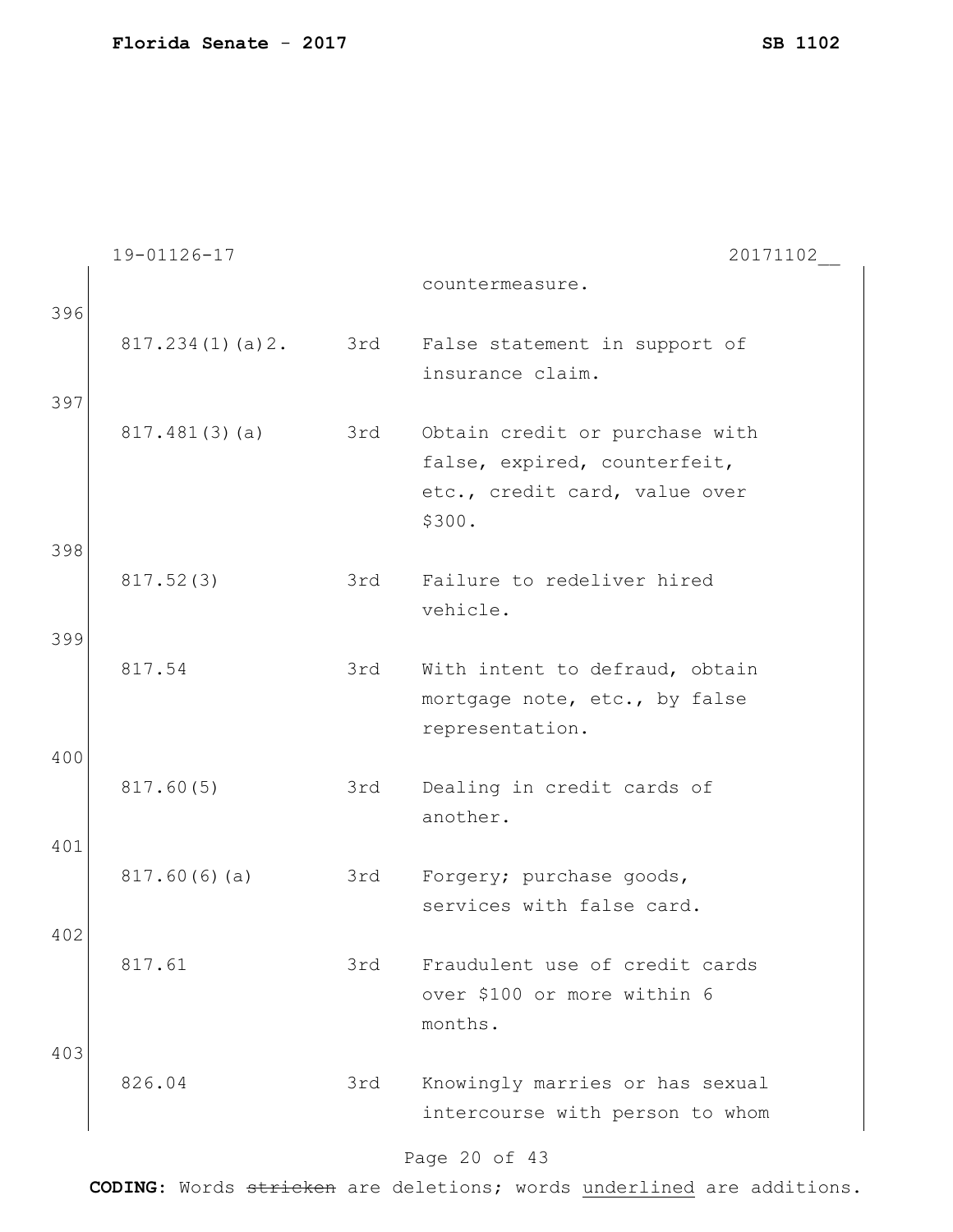countermeasure.

396

| | | |
|---|---|---|
| 817.234(1)(a)2. | 3rd | False statement in support of insurance claim. |

397

| | | |
|---|---|---|
| 817.481(3)(a) | 3rd | Obtain credit or purchase with false, expired, counterfeit, etc., credit card, value over $300. |

398

| | | |
|---|---|---|
| 817.52(3) | 3rd | Failure to redeliver hired vehicle. |

399

| | | |
|---|---|---|
| 817.54 | 3rd | With intent to defraud, obtain mortgage note, etc., by false representation. |

400

| | | |
|---|---|---|
| 817.60(5) | 3rd | Dealing in credit cards of another. |

401

| | | |
|---|---|---|
| 817.60(6)(a) | 3rd | Forgery; purchase goods, services with false card. |

402

| | | |
|---|---|---|
| 817.61 | 3rd | Fraudulent use of credit cards over $100 or more within 6 months. |

403

| | | |
|---|---|---|
| 826.04 | 3rd | Knowingly marries or has sexual intercourse with person to whom |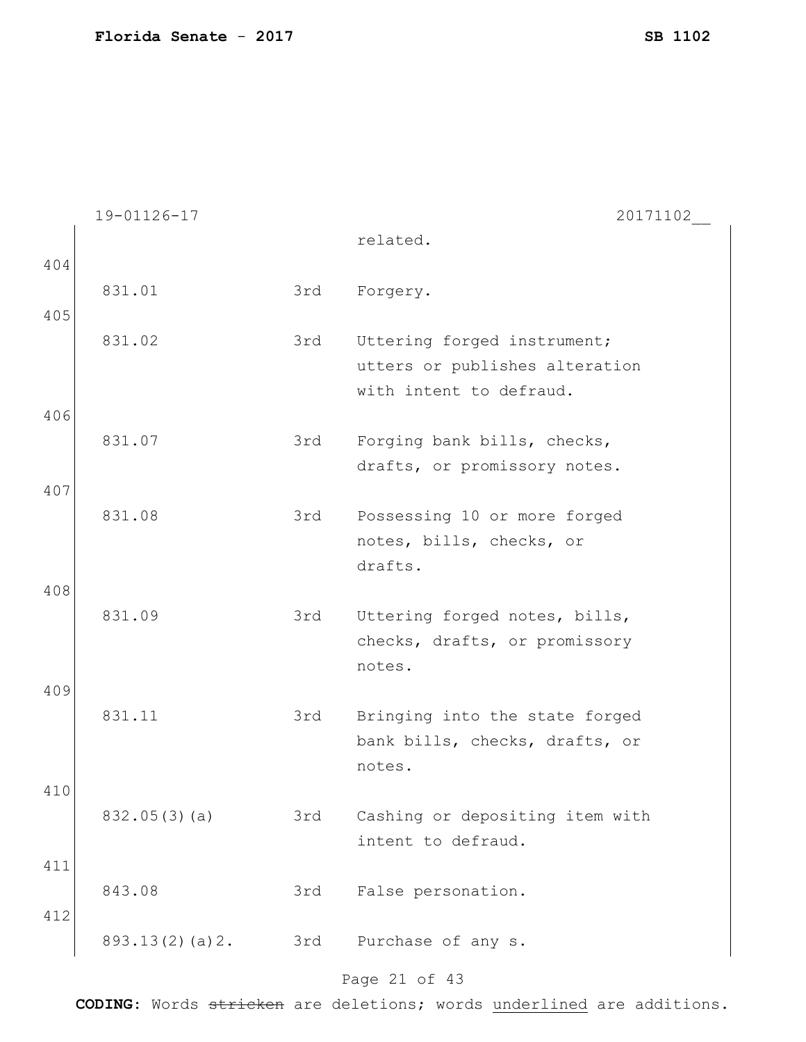19-01126-17 20171102__

| | | | |
|---|---|---|---|
| | | | related. |
| 404 | 831.01 | 3rd | Forgery. |
| 405 | 831.02 | 3rd | Uttering forged instrument; utters or publishes alteration with intent to defraud. |
| 406 | 831.07 | 3rd | Forging bank bills, checks, drafts, or promissory notes. |
| 407 | 831.08 | 3rd | Possessing 10 or more forged notes, bills, checks, or drafts. |
| 408 | 831.09 | 3rd | Uttering forged notes, bills, checks, drafts, or promissory notes. |
| 409 | 831.11 | 3rd | Bringing into the state forged bank bills, checks, drafts, or notes. |
| 410 | 832.05(3)(a) | 3rd | Cashing or depositing item with intent to defraud. |
| 411 | 843.08 | 3rd | False personation. |
| 412 | 893.13(2)(a)2. | 3rd | Purchase of any s. |

**CODING:** Words ~~stricken~~ are deletions; words underlined are additions.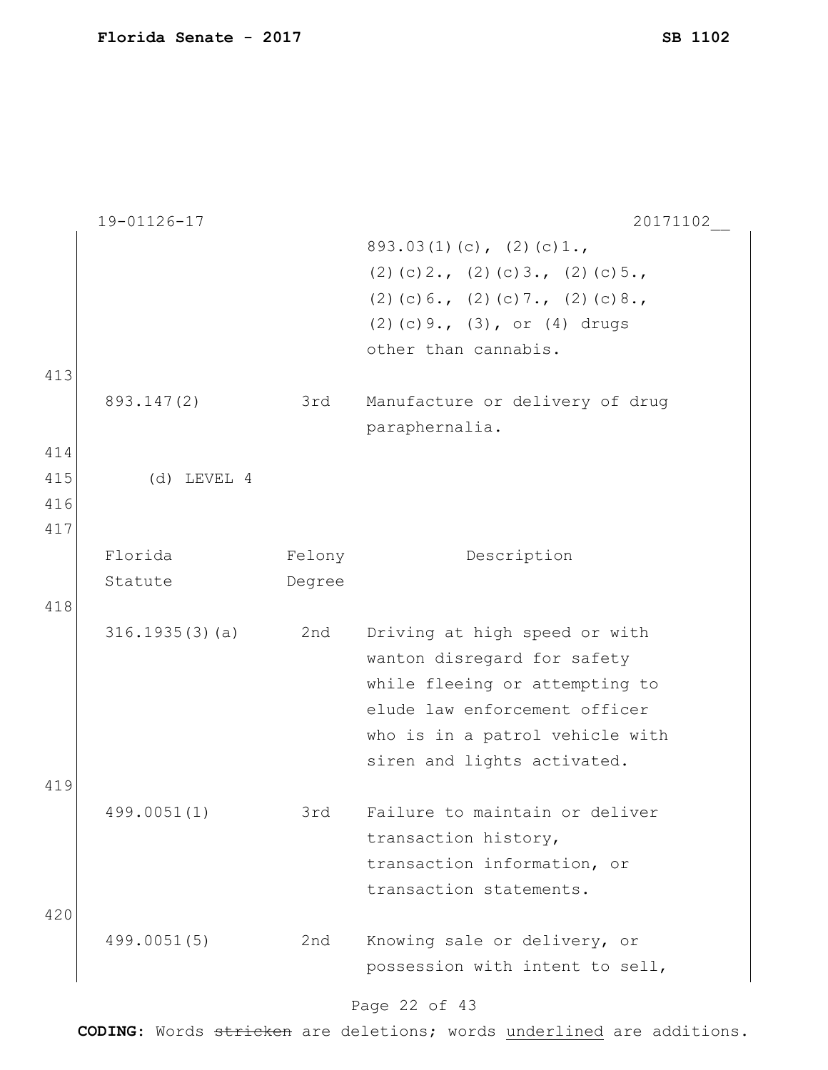19-01126-17 20171102__

| | | |
|---|---|---|
| | | 893.03(1)(c), (2)(c)1., (2)(c)2., (2)(c)3., (2)(c)5., (2)(c)6., (2)(c)7., (2)(c)8., (2)(c)9., (3), or (4) drugs other than cannabis. |
| 893.147(2) | 3rd | Manufacture or delivery of drug paraphernalia. |

(d) LEVEL 4

| Florida Statute | Felony Degree | Description |
|---|---|---|
| 316.1935(3)(a) | 2nd | Driving at high speed or with wanton disregard for safety while fleeing or attempting to elude law enforcement officer who is in a patrol vehicle with siren and lights activated. |
| 499.0051(1) | 3rd | Failure to maintain or deliver transaction history, transaction information, or transaction statements. |
| 499.0051(5) | 2nd | Knowing sale or delivery, or possession with intent to sell, |

**CODING:** Words ~~stricken~~ are deletions; words underlined are additions.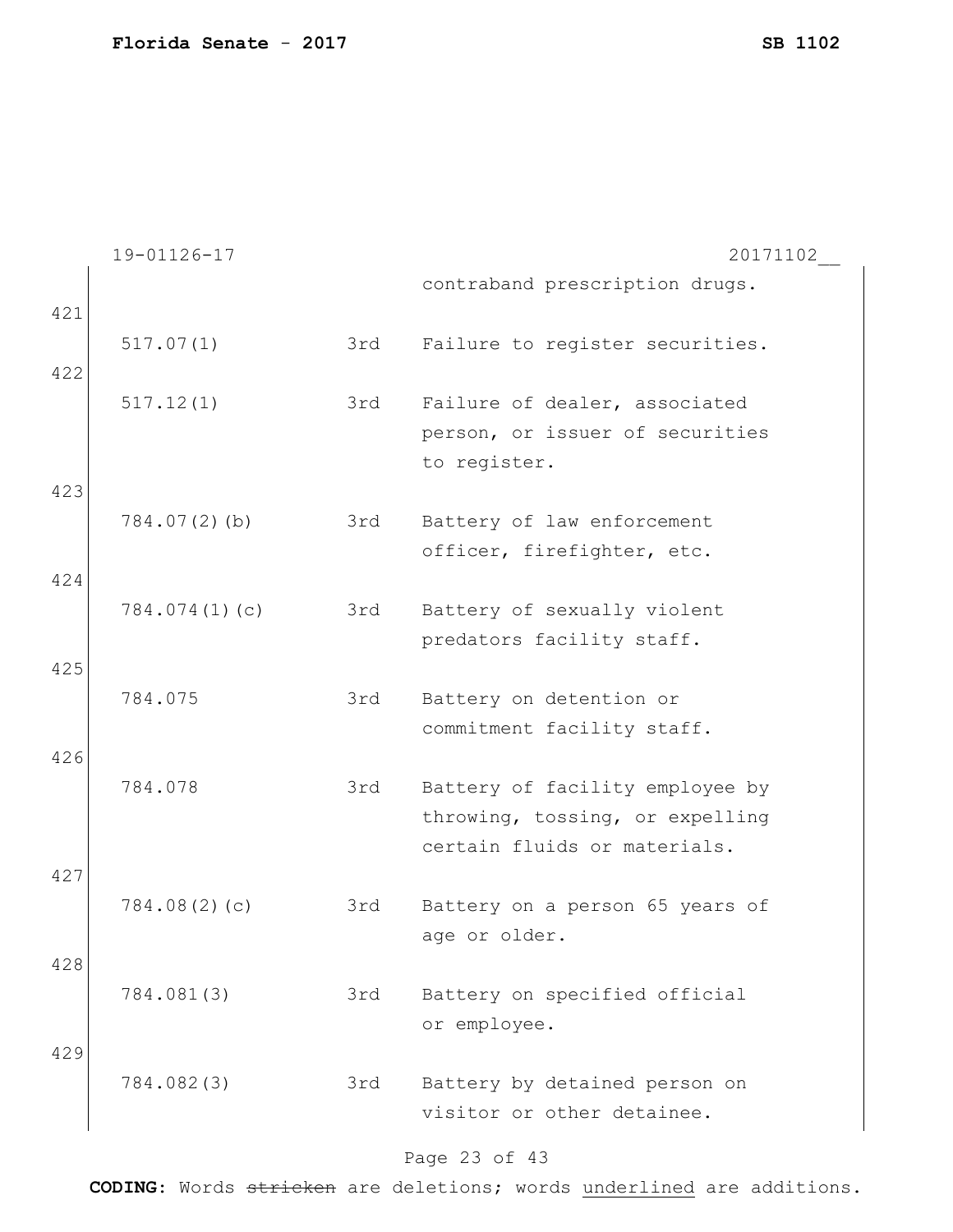19-01126-17 20171102__

| | | | |
|---|---|---|---|
| | | | contraband prescription drugs. |
| 421 | 517.07(1) | 3rd | Failure to register securities. |
| 422 | 517.12(1) | 3rd | Failure of dealer, associated person, or issuer of securities to register. |
| 423 | 784.07(2)(b) | 3rd | Battery of law enforcement officer, firefighter, etc. |
| 424 | 784.074(1)(c) | 3rd | Battery of sexually violent predators facility staff. |
| 425 | 784.075 | 3rd | Battery on detention or commitment facility staff. |
| 426 | 784.078 | 3rd | Battery of facility employee by throwing, tossing, or expelling certain fluids or materials. |
| 427 | 784.08(2)(c) | 3rd | Battery on a person 65 years of age or older. |
| 428 | 784.081(3) | 3rd | Battery on specified official or employee. |
| 429 | 784.082(3) | 3rd | Battery by detained person on visitor or other detainee. |

**CODING:** Words ~~stricken~~ are deletions; words underlined are additions.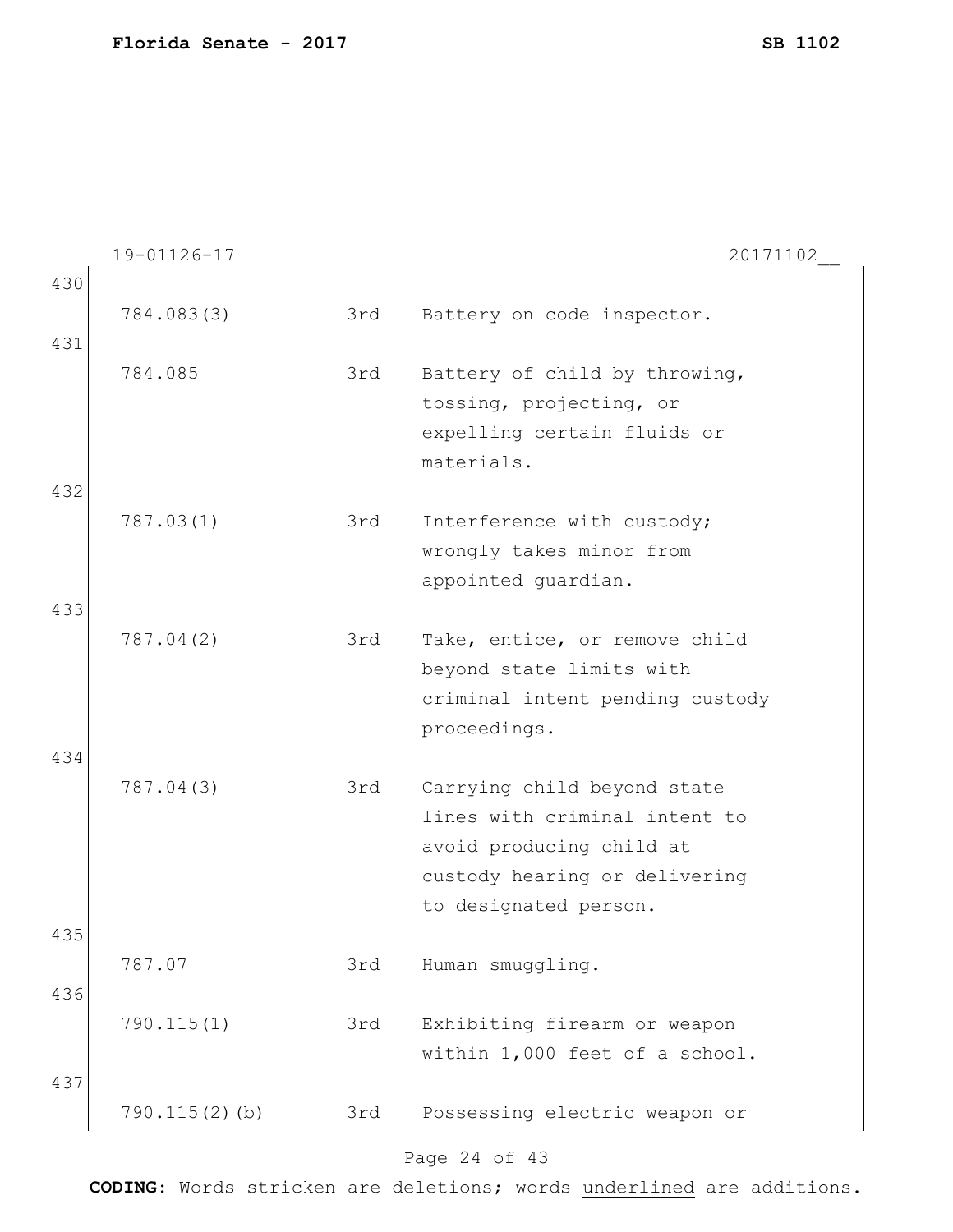19-01126-17 20171102__

| | | | |
|---|---|---|---|
| 430 | | | |
| | 784.083(3) | 3rd | Battery on code inspector. |
| 431 | | | |
| | 784.085 | 3rd | Battery of child by throwing, tossing, projecting, or expelling certain fluids or materials. |
| 432 | | | |
| | 787.03(1) | 3rd | Interference with custody; wrongly takes minor from appointed guardian. |
| 433 | | | |
| | 787.04(2) | 3rd | Take, entice, or remove child beyond state limits with criminal intent pending custody proceedings. |
| 434 | | | |
| | 787.04(3) | 3rd | Carrying child beyond state lines with criminal intent to avoid producing child at custody hearing or delivering to designated person. |
| 435 | | | |
| | 787.07 | 3rd | Human smuggling. |
| 436 | | | |
| | 790.115(1) | 3rd | Exhibiting firearm or weapon within 1,000 feet of a school. |
| 437 | | | |
| | 790.115(2)(b) | 3rd | Possessing electric weapon or |

CODING: Words ~~stricken~~ are deletions; words <u>underlined</u> are additions.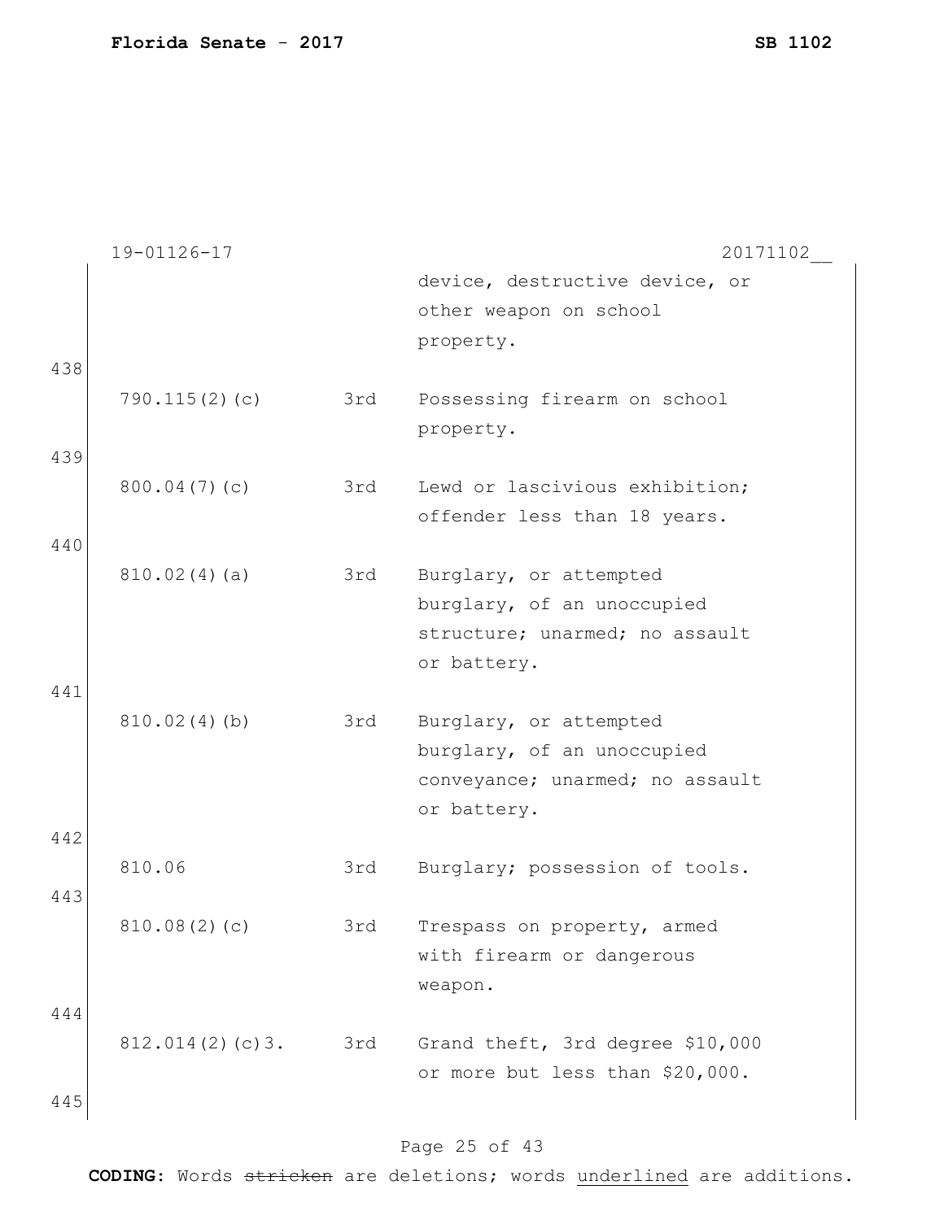| | | |
|---|---|---|
| | | device, destructive device, or other weapon on school property. |
| 790.115(2)(c) | 3rd | Possessing firearm on school property. |
| 800.04(7)(c) | 3rd | Lewd or lascivious exhibition; offender less than 18 years. |
| 810.02(4)(a) | 3rd | Burglary, or attempted burglary, of an unoccupied structure; unarmed; no assault or battery. |
| 810.02(4)(b) | 3rd | Burglary, or attempted burglary, of an unoccupied conveyance; unarmed; no assault or battery. |
| 810.06 | 3rd | Burglary; possession of tools. |
| 810.08(2)(c) | 3rd | Trespass on property, armed with firearm or dangerous weapon. |
| 812.014(2)(c)3. | 3rd | Grand theft, 3rd degree $10,000 or more but less than $20,000. |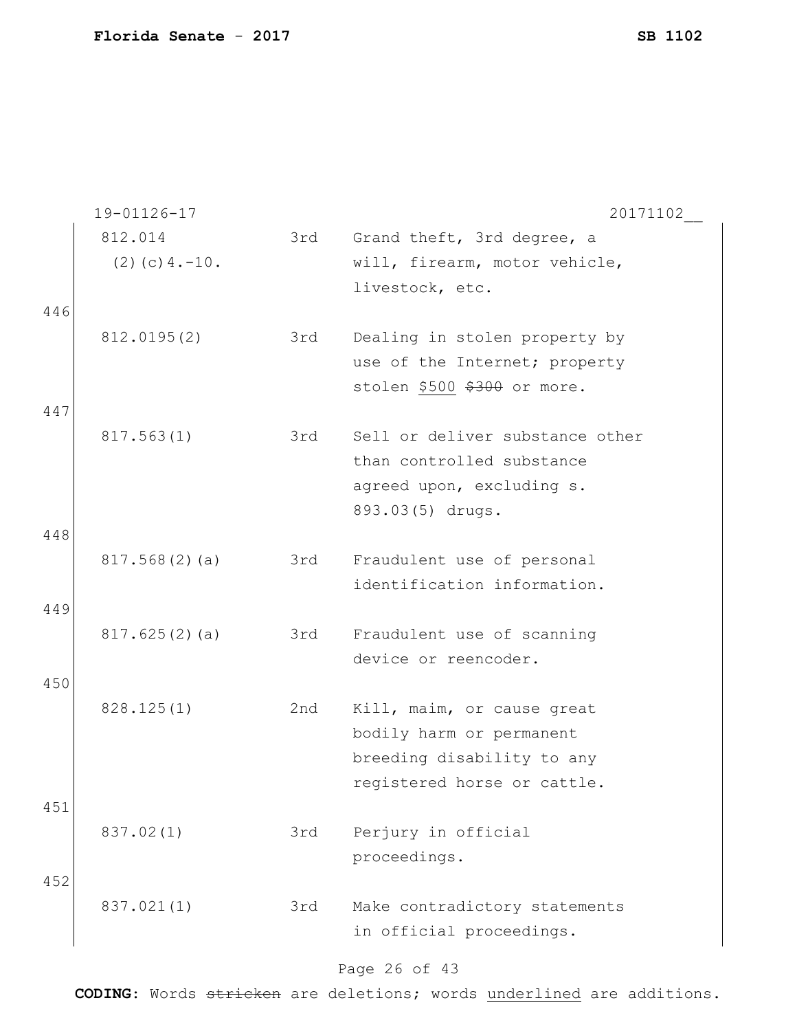19-01126-17 20171102__

| | | | |
|---|---|---|---|
| | 812.014 (2)(c)4.-10. | 3rd | Grand theft, 3rd degree, a will, firearm, motor vehicle, livestock, etc. |
| 446 | 812.0195(2) | 3rd | Dealing in stolen property by use of the Internet; property stolen <u>$500</u> ~~$300~~ or more. |
| 447 | 817.563(1) | 3rd | Sell or deliver substance other than controlled substance agreed upon, excluding s. 893.03(5) drugs. |
| 448 | 817.568(2)(a) | 3rd | Fraudulent use of personal identification information. |
| 449 | 817.625(2)(a) | 3rd | Fraudulent use of scanning device or reencoder. |
| 450 | 828.125(1) | 2nd | Kill, maim, or cause great bodily harm or permanent breeding disability to any registered horse or cattle. |
| 451 | 837.02(1) | 3rd | Perjury in official proceedings. |
| 452 | 837.021(1) | 3rd | Make contradictory statements in official proceedings. |

**CODING:** Words ~~stricken~~ are deletions; words <u>underlined</u> are additions.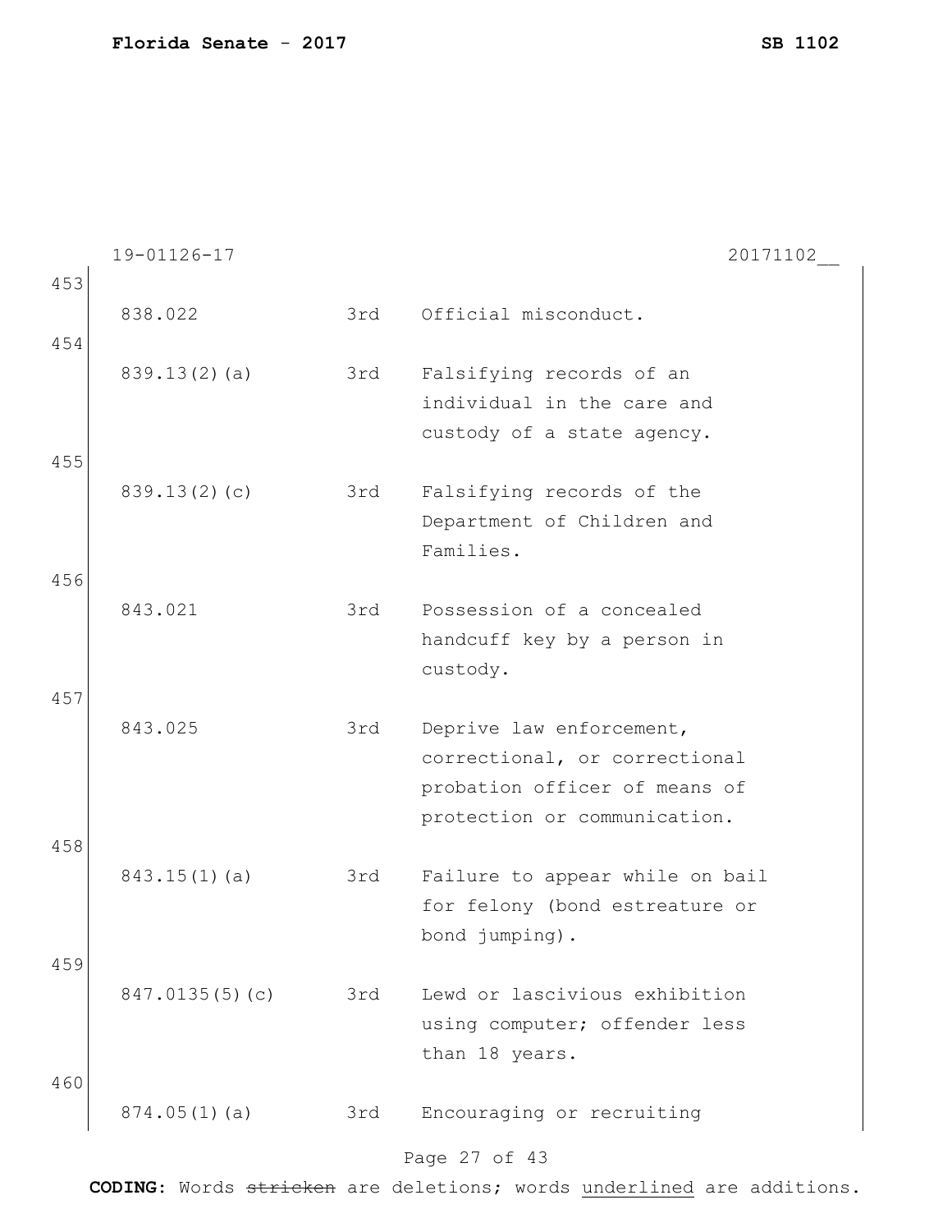19-01126-17 20171102__

| | | | |
|---|---|---|---|
| 453 | 838.022 | 3rd | Official misconduct. |
| 454 | 839.13(2)(a) | 3rd | Falsifying records of an individual in the care and custody of a state agency. |
| 455 | 839.13(2)(c) | 3rd | Falsifying records of the Department of Children and Families. |
| 456 | 843.021 | 3rd | Possession of a concealed handcuff key by a person in custody. |
| 457 | 843.025 | 3rd | Deprive law enforcement, correctional, or correctional probation officer of means of protection or communication. |
| 458 | 843.15(1)(a) | 3rd | Failure to appear while on bail for felony (bond estreature or bond jumping). |
| 459 | 847.0135(5)(c) | 3rd | Lewd or lascivious exhibition using computer; offender less than 18 years. |
| 460 | 874.05(1)(a) | 3rd | Encouraging or recruiting |

**CODING:** Words ~~stricken~~ are deletions; words underlined are additions.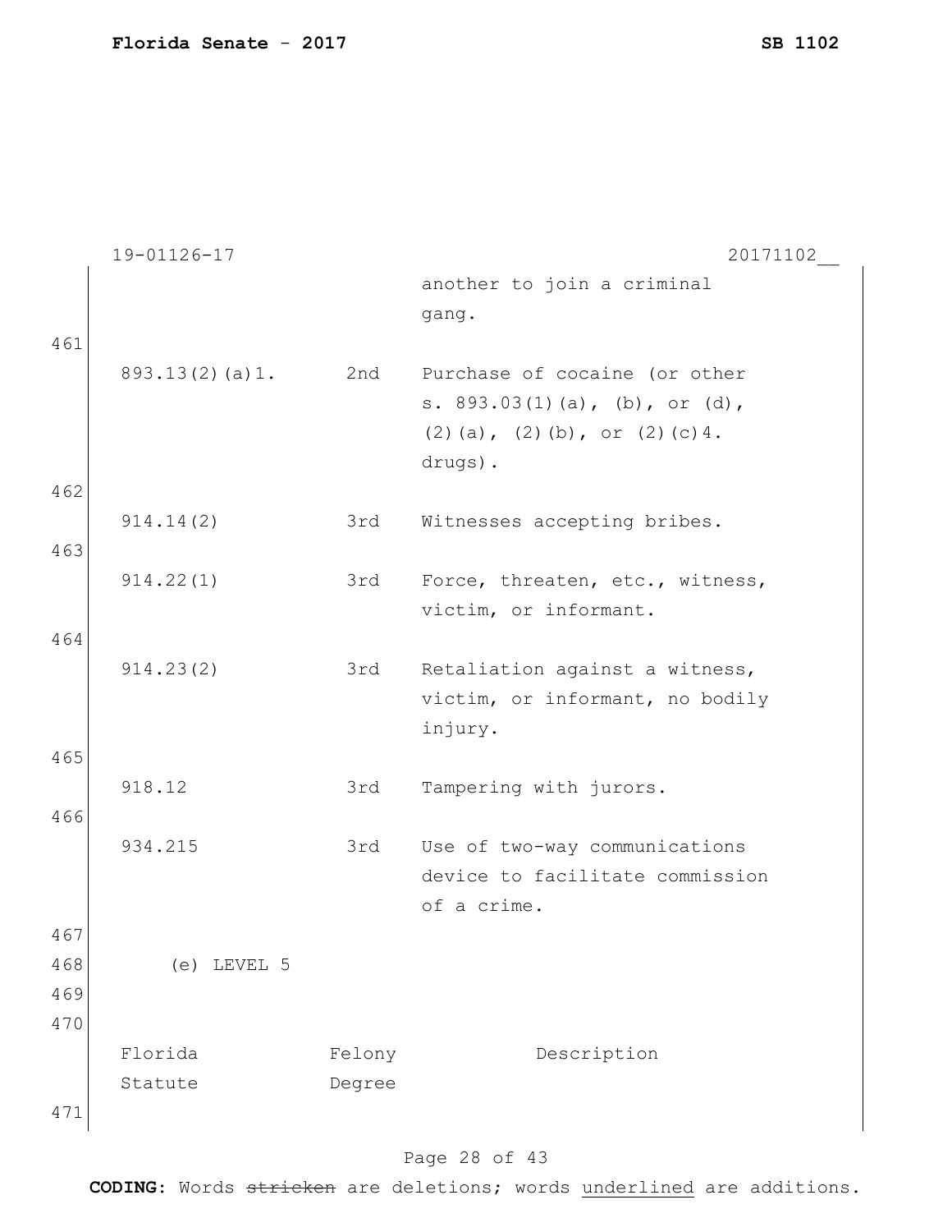| | | |
|---|---|---|
| | | another to join a criminal gang. |
| 893.13(2)(a)1. | 2nd | Purchase of cocaine (or other s. 893.03(1)(a), (b), or (d), (2)(a), (2)(b), or (2)(c)4. drugs). |
| 914.14(2) | 3rd | Witnesses accepting bribes. |
| 914.22(1) | 3rd | Force, threaten, etc., witness, victim, or informant. |
| 914.23(2) | 3rd | Retaliation against a witness, victim, or informant, no bodily injury. |
| 918.12 | 3rd | Tampering with jurors. |
| 934.215 | 3rd | Use of two-way communications device to facilitate commission of a crime. |

(e) LEVEL 5

| Florida Statute | Felony Degree | Description |
|---|---|---|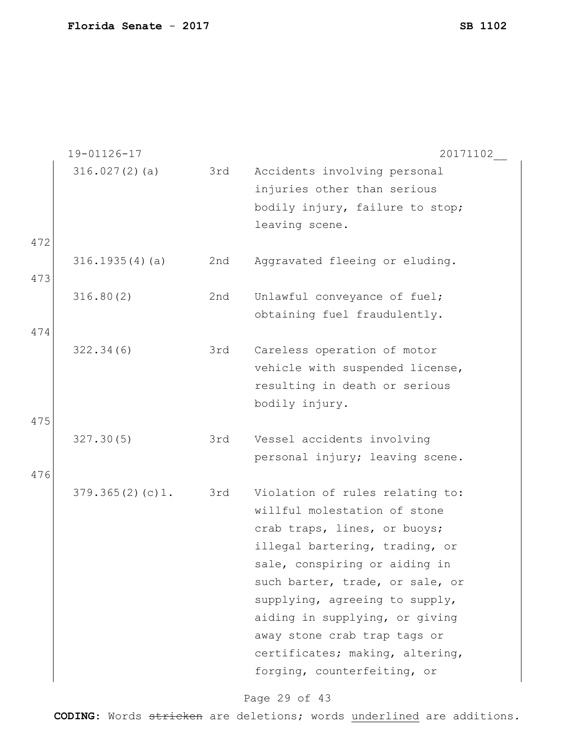19-01126-17 20171102__

| | | |
|---|---|---|
| 316.027(2)(a) | 3rd | Accidents involving personal injuries other than serious bodily injury, failure to stop; leaving scene. |
| 316.1935(4)(a) | 2nd | Aggravated fleeing or eluding. |
| 316.80(2) | 2nd | Unlawful conveyance of fuel; obtaining fuel fraudulently. |
| 322.34(6) | 3rd | Careless operation of motor vehicle with suspended license, resulting in death or serious bodily injury. |
| 327.30(5) | 3rd | Vessel accidents involving personal injury; leaving scene. |
| 379.365(2)(c)1. | 3rd | Violation of rules relating to: willful molestation of stone crab traps, lines, or buoys; illegal bartering, trading, or sale, conspiring or aiding in such barter, trade, or sale, or supplying, agreeing to supply, aiding in supplying, or giving away stone crab trap tags or certificates; making, altering, forging, counterfeiting, or |

**CODING:** Words ~~stricken~~ are deletions; words underlined are additions.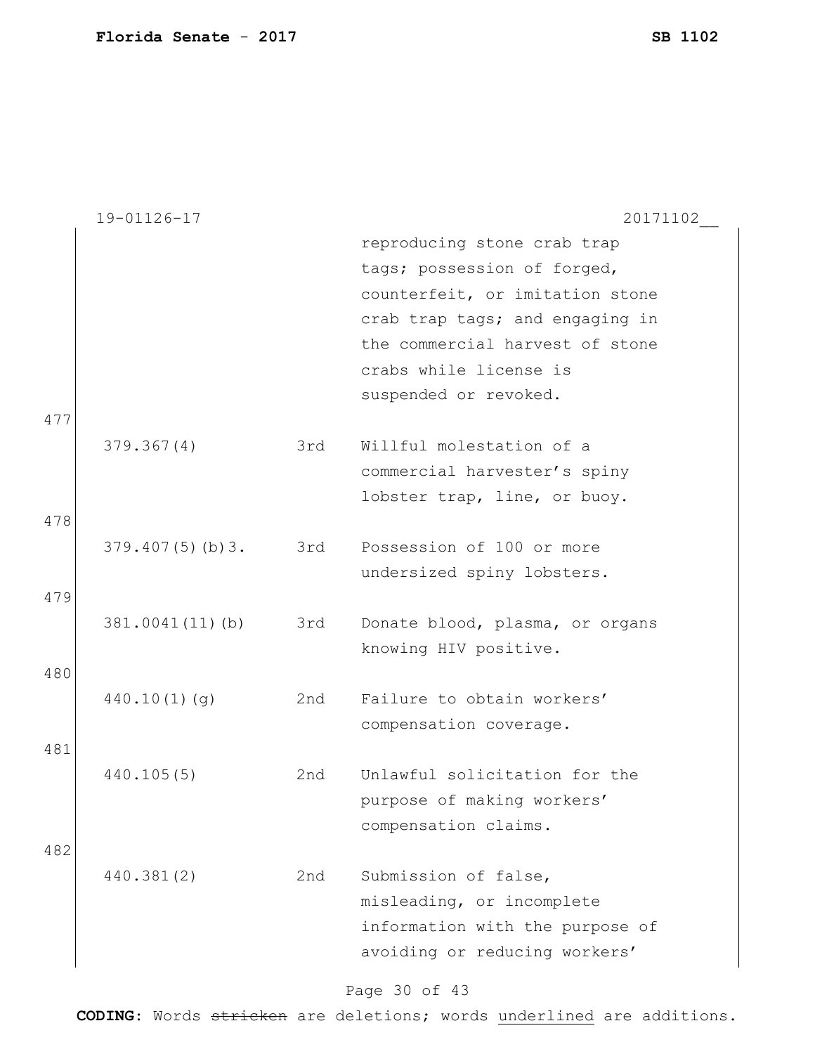19-01126-17 20171102__

| | | |
|---|---|---|
| | | reproducing stone crab trap tags; possession of forged, counterfeit, or imitation stone crab trap tags; and engaging in the commercial harvest of stone crabs while license is suspended or revoked. |
| 379.367(4) | 3rd | Willful molestation of a commercial harvester's spiny lobster trap, line, or buoy. |
| 379.407(5)(b)3. | 3rd | Possession of 100 or more undersized spiny lobsters. |
| 381.0041(11)(b) | 3rd | Donate blood, plasma, or organs knowing HIV positive. |
| 440.10(1)(g) | 2nd | Failure to obtain workers' compensation coverage. |
| 440.105(5) | 2nd | Unlawful solicitation for the purpose of making workers' compensation claims. |
| 440.381(2) | 2nd | Submission of false, misleading, or incomplete information with the purpose of avoiding or reducing workers' |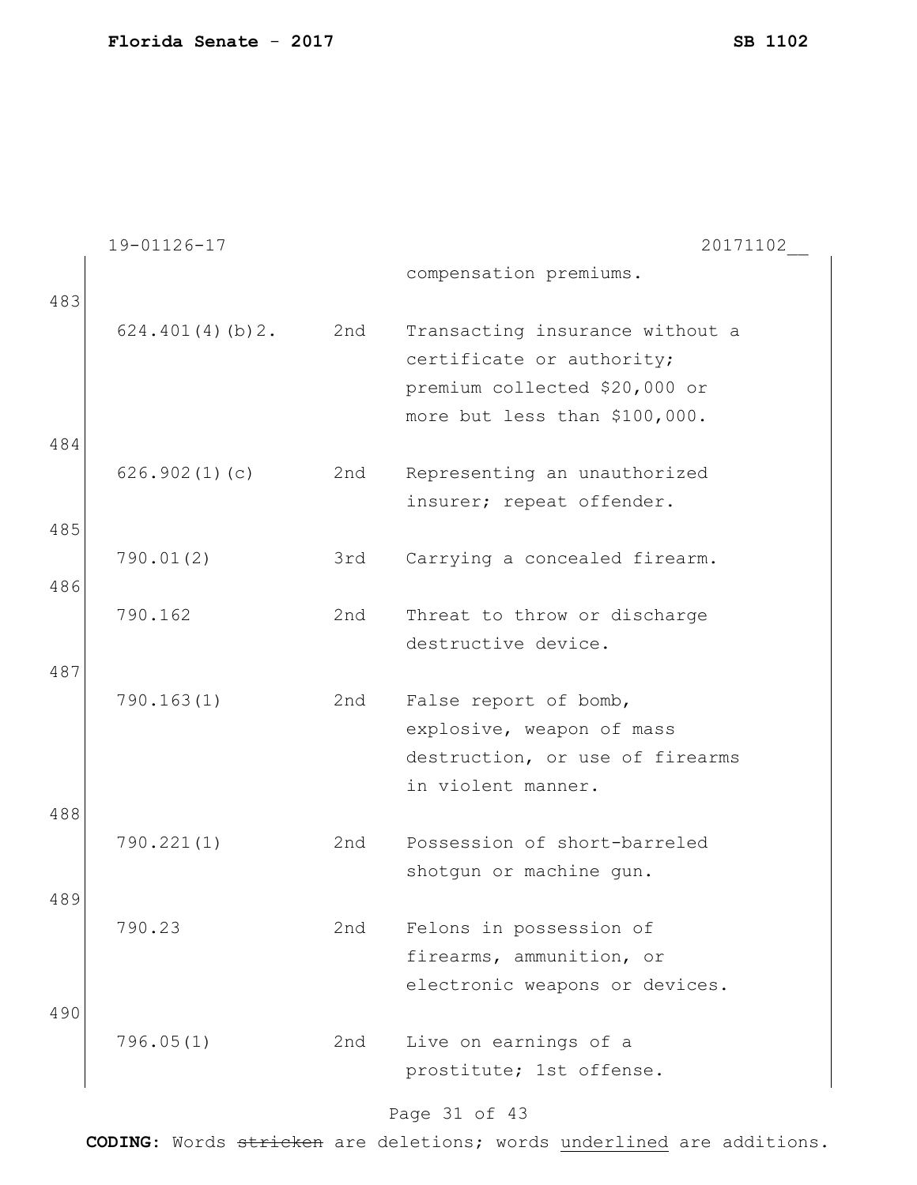19-01126-17 20171102__

| | | |
|---|---|---|
| | | compensation premiums. |
| 624.401(4)(b)2. | 2nd | Transacting insurance without a certificate or authority; premium collected $20,000 or more but less than $100,000. |
| 626.902(1)(c) | 2nd | Representing an unauthorized insurer; repeat offender. |
| 790.01(2) | 3rd | Carrying a concealed firearm. |
| 790.162 | 2nd | Threat to throw or discharge destructive device. |
| 790.163(1) | 2nd | False report of bomb, explosive, weapon of mass destruction, or use of firearms in violent manner. |
| 790.221(1) | 2nd | Possession of short-barreled shotgun or machine gun. |
| 790.23 | 2nd | Felons in possession of firearms, ammunition, or electronic weapons or devices. |
| 796.05(1) | 2nd | Live on earnings of a prostitute; 1st offense. |

**CODING:** Words ~~stricken~~ are deletions; words <u>underlined</u> are additions.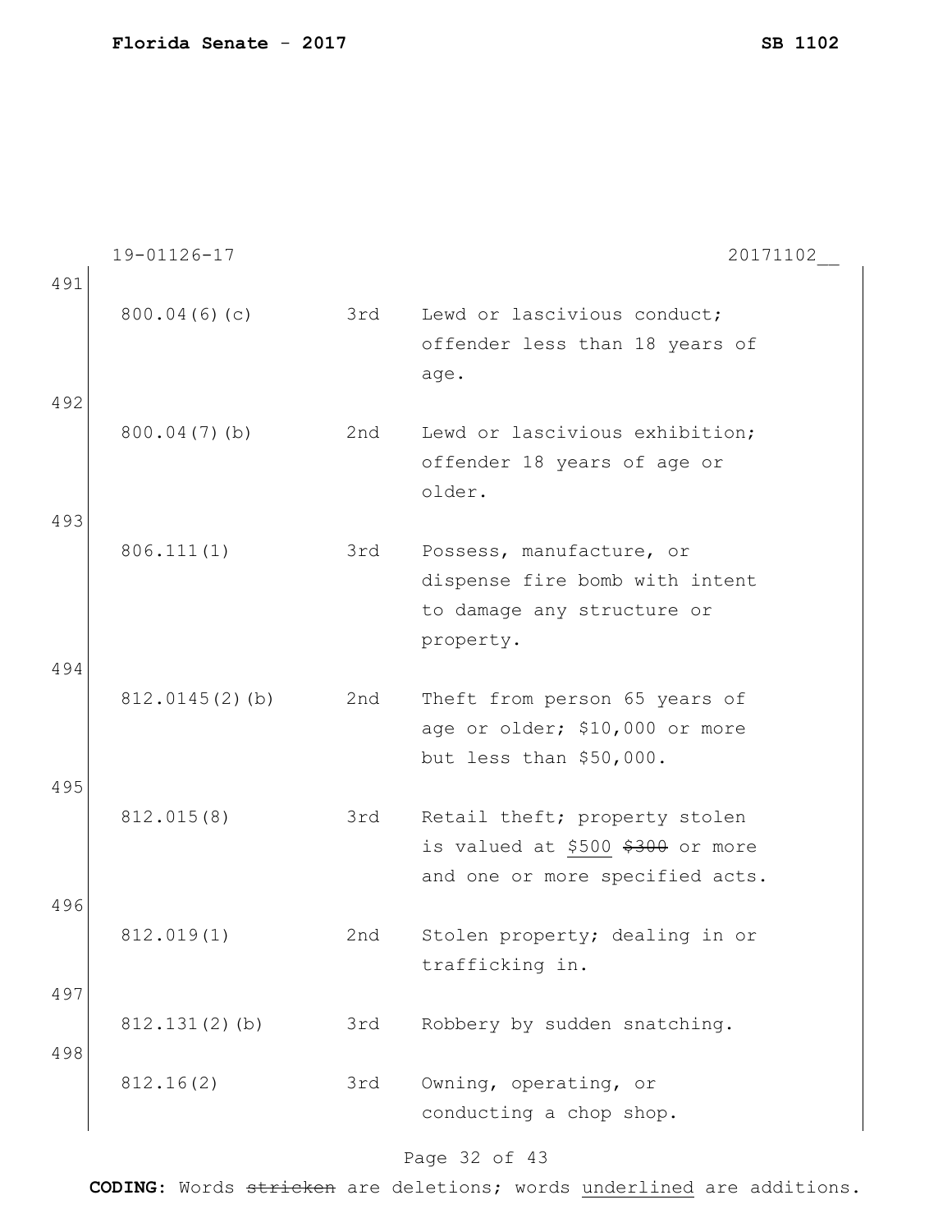19-01126-17 20171102__

| Line | Statute | Degree | Description |
|---|---|---|---|
| 491 | 800.04(6)(c) | 3rd | Lewd or lascivious conduct; offender less than 18 years of age. |
| 492 | 800.04(7)(b) | 2nd | Lewd or lascivious exhibition; offender 18 years of age or older. |
| 493 | 806.111(1) | 3rd | Possess, manufacture, or dispense fire bomb with intent to damage any structure or property. |
| 494 | 812.0145(2)(b) | 2nd | Theft from person 65 years of age or older; $10,000 or more but less than $50,000. |
| 495 | 812.015(8) | 3rd | Retail theft; property stolen is valued at <u>$500</u> ~~$300~~ or more and one or more specified acts. |
| 496 | 812.019(1) | 2nd | Stolen property; dealing in or trafficking in. |
| 497 | 812.131(2)(b) | 3rd | Robbery by sudden snatching. |
| 498 | 812.16(2) | 3rd | Owning, operating, or conducting a chop shop. |

**CODING:** Words ~~stricken~~ are deletions; words <u>underlined</u> are additions.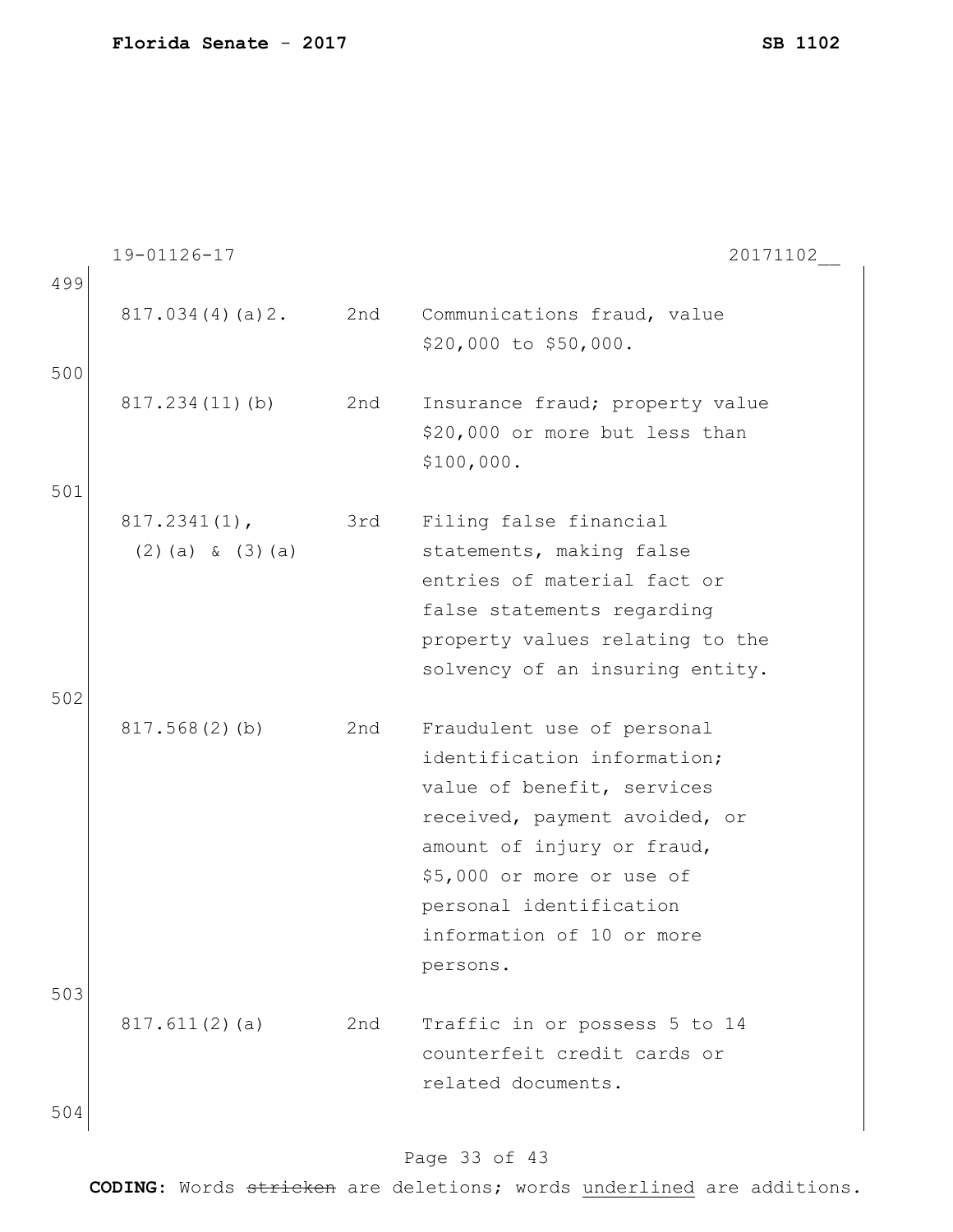19-01126-17 20171102__

| | | |
|---|---|---|
| 817.034(4)(a)2. | 2nd | Communications fraud, value $20,000 to $50,000. |
| 817.234(11)(b) | 2nd | Insurance fraud; property value $20,000 or more but less than $100,000. |
| 817.2341(1), (2)(a) & (3)(a) | 3rd | Filing false financial statements, making false entries of material fact or false statements regarding property values relating to the solvency of an insuring entity. |
| 817.568(2)(b) | 2nd | Fraudulent use of personal identification information; value of benefit, services received, payment avoided, or amount of injury or fraud, $5,000 or more or use of personal identification information of 10 or more persons. |
| 817.611(2)(a) | 2nd | Traffic in or possess 5 to 14 counterfeit credit cards or related documents. |

**CODING:** Words ~~stricken~~ are deletions; words <u>underlined</u> are additions.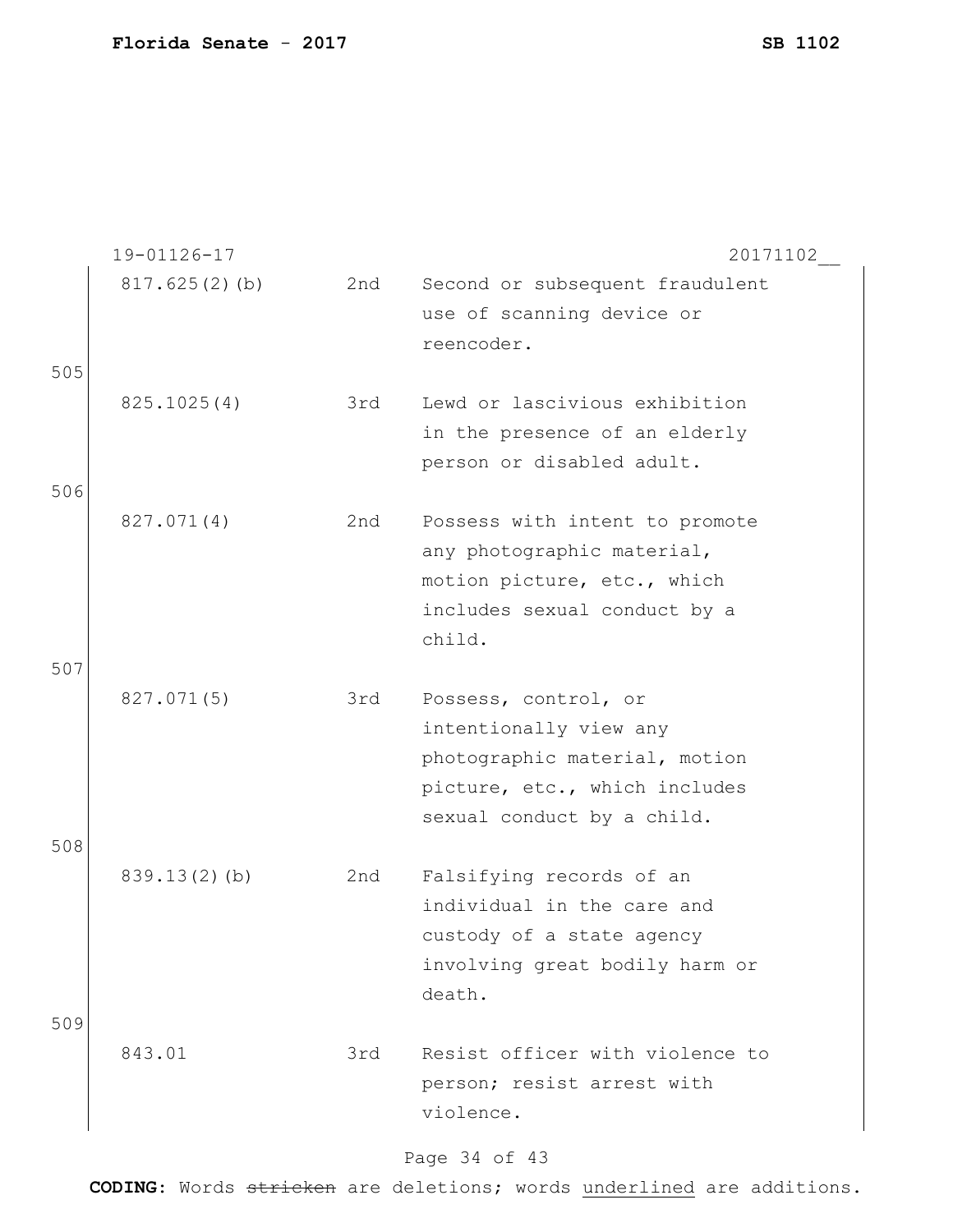19-01126-17 20171102__

| | | |
|---|---|---|
| 817.625(2)(b) | 2nd | Second or subsequent fraudulent use of scanning device or reencoder. |
| 825.1025(4) | 3rd | Lewd or lascivious exhibition in the presence of an elderly person or disabled adult. |
| 827.071(4) | 2nd | Possess with intent to promote any photographic material, motion picture, etc., which includes sexual conduct by a child. |
| 827.071(5) | 3rd | Possess, control, or intentionally view any photographic material, motion picture, etc., which includes sexual conduct by a child. |
| 839.13(2)(b) | 2nd | Falsifying records of an individual in the care and custody of a state agency involving great bodily harm or death. |
| 843.01 | 3rd | Resist officer with violence to person; resist arrest with violence. |

**CODING:** Words ~~stricken~~ are deletions; words underlined are additions.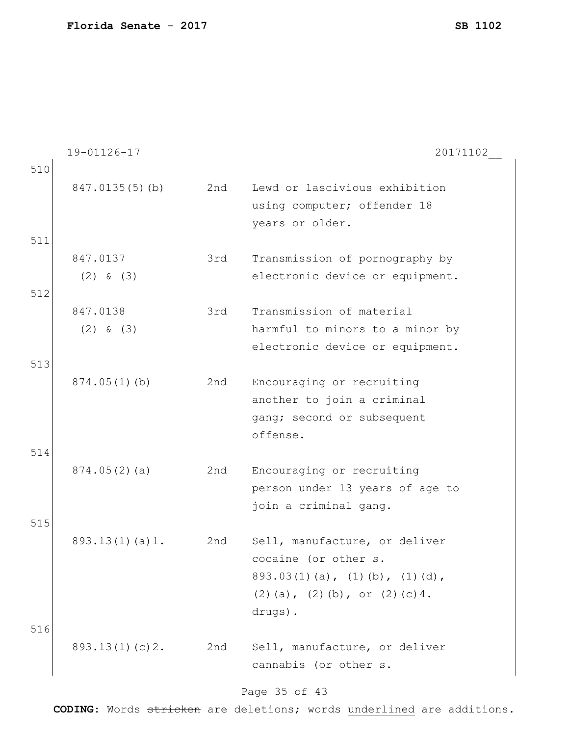19-01126-17 20171102__

| Line | Statute | Degree | Description |
|---|---|---|---|
| 510 | 847.0135(5)(b) | 2nd | Lewd or lascivious exhibition using computer; offender 18 years or older. |
| 511 | 847.0137 (2) & (3) | 3rd | Transmission of pornography by electronic device or equipment. |
| 512 | 847.0138 (2) & (3) | 3rd | Transmission of material harmful to minors to a minor by electronic device or equipment. |
| 513 | 874.05(1)(b) | 2nd | Encouraging or recruiting another to join a criminal gang; second or subsequent offense. |
| 514 | 874.05(2)(a) | 2nd | Encouraging or recruiting person under 13 years of age to join a criminal gang. |
| 515 | 893.13(1)(a)1. | 2nd | Sell, manufacture, or deliver cocaine (or other s. 893.03(1)(a), (1)(b), (1)(d), (2)(a), (2)(b), or (2)(c)4. drugs). |
| 516 | 893.13(1)(c)2. | 2nd | Sell, manufacture, or deliver cannabis (or other s. |

**CODING:** Words ~~stricken~~ are deletions; words underlined are additions.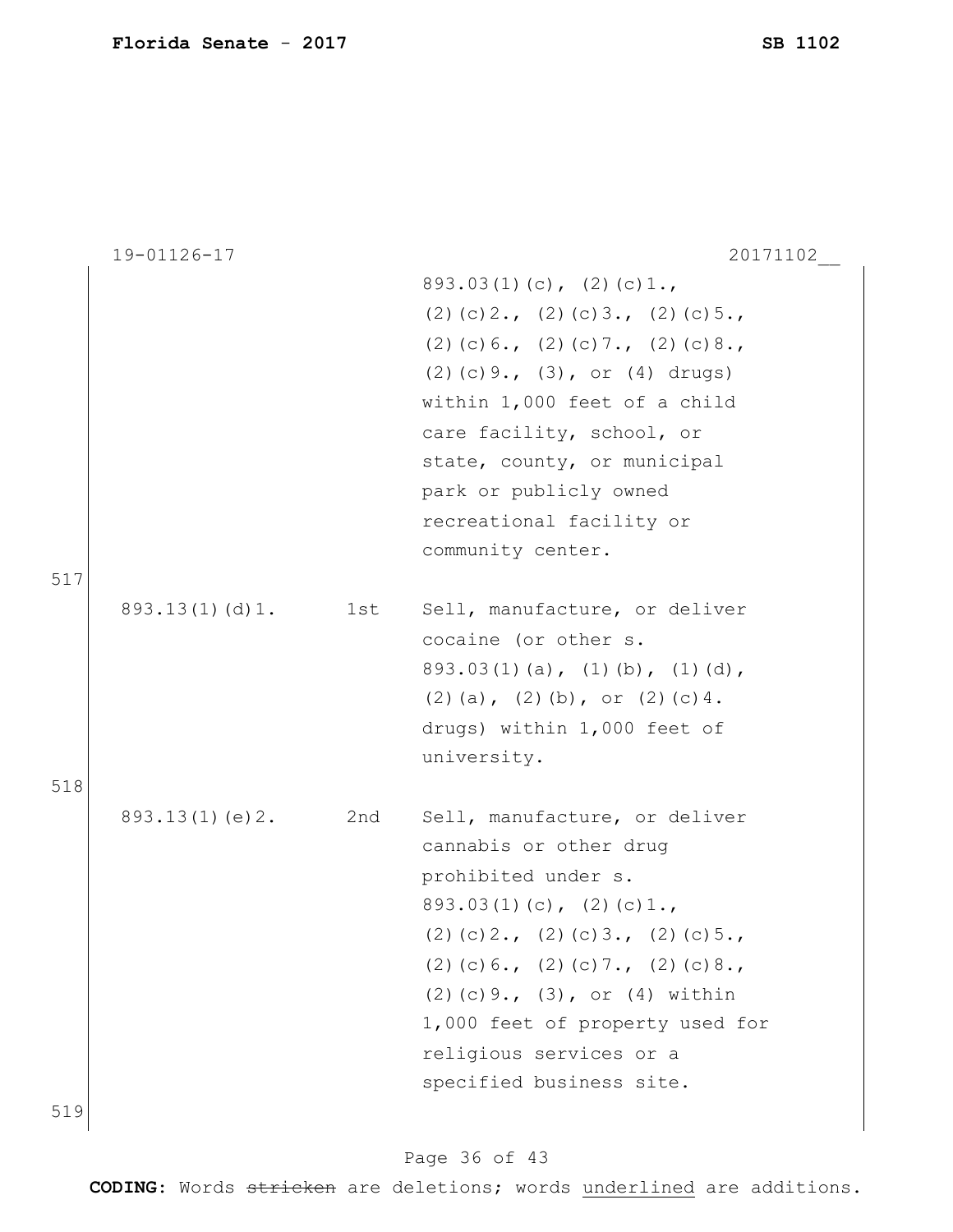19-01126-17 20171102__

| | | |
|---|---|---|
| | | 893.03(1)(c), (2)(c)1., (2)(c)2., (2)(c)3., (2)(c)5., (2)(c)6., (2)(c)7., (2)(c)8., (2)(c)9., (3), or (4) drugs) within 1,000 feet of a child care facility, school, or state, county, or municipal park or publicly owned recreational facility or community center. |

517

| | | |
|---|---|---|
| 893.13(1)(d)1. | 1st | Sell, manufacture, or deliver cocaine (or other s. 893.03(1)(a), (1)(b), (1)(d), (2)(a), (2)(b), or (2)(c)4. drugs) within 1,000 feet of university. |

518

| | | |
|---|---|---|
| 893.13(1)(e)2. | 2nd | Sell, manufacture, or deliver cannabis or other drug prohibited under s. 893.03(1)(c), (2)(c)1., (2)(c)2., (2)(c)3., (2)(c)5., (2)(c)6., (2)(c)7., (2)(c)8., (2)(c)9., (3), or (4) within 1,000 feet of property used for religious services or a specified business site. |

519

**CODING:** Words ~~stricken~~ are deletions; words <u>underlined</u> are additions.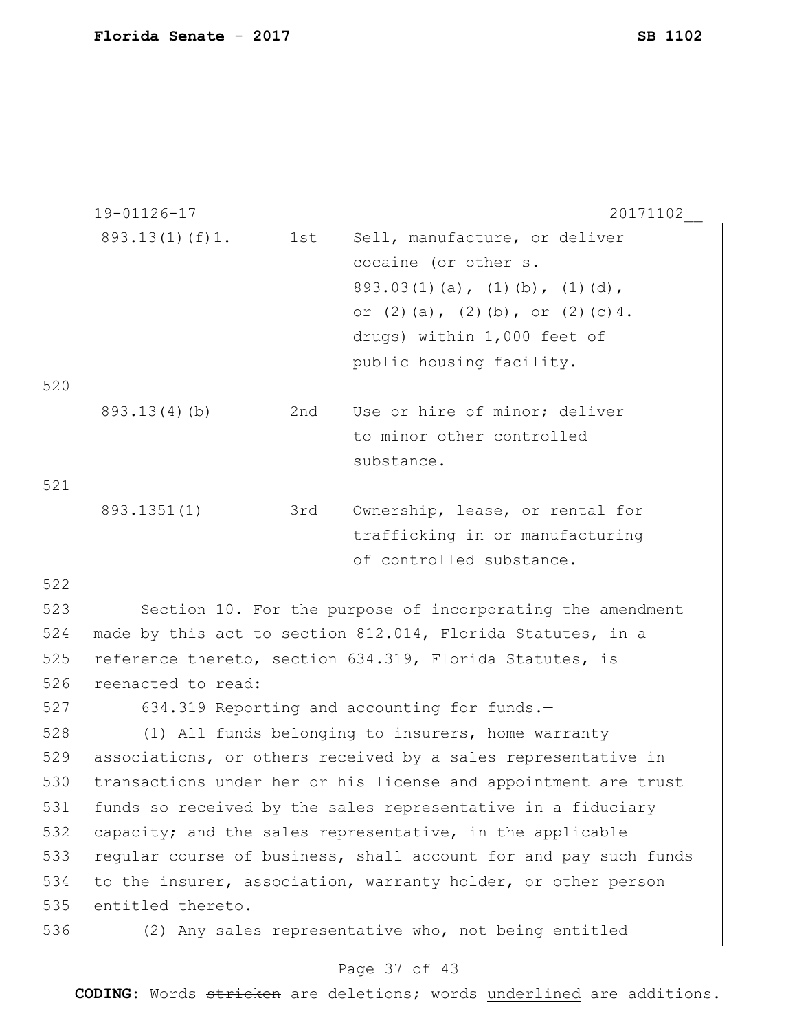| | | |
|---|---|---|
| 893.13(1)(f)1. | 1st | Sell, manufacture, or deliver cocaine (or other s. 893.03(1)(a), (1)(b), (1)(d), or (2)(a), (2)(b), or (2)(c)4. drugs) within 1,000 feet of public housing facility. |
| 893.13(4)(b) | 2nd | Use or hire of minor; deliver to minor other controlled substance. |
| 893.1351(1) | 3rd | Ownership, lease, or rental for trafficking in or manufacturing of controlled substance. |

Section 10. For the purpose of incorporating the amendment made by this act to section 812.014, Florida Statutes, in a reference thereto, section 634.319, Florida Statutes, is reenacted to read:

634.319 Reporting and accounting for funds.—

(1) All funds belonging to insurers, home warranty associations, or others received by a sales representative in transactions under her or his license and appointment are trust funds so received by the sales representative in a fiduciary capacity; and the sales representative, in the applicable regular course of business, shall account for and pay such funds to the insurer, association, warranty holder, or other person entitled thereto.

(2) Any sales representative who, not being entitled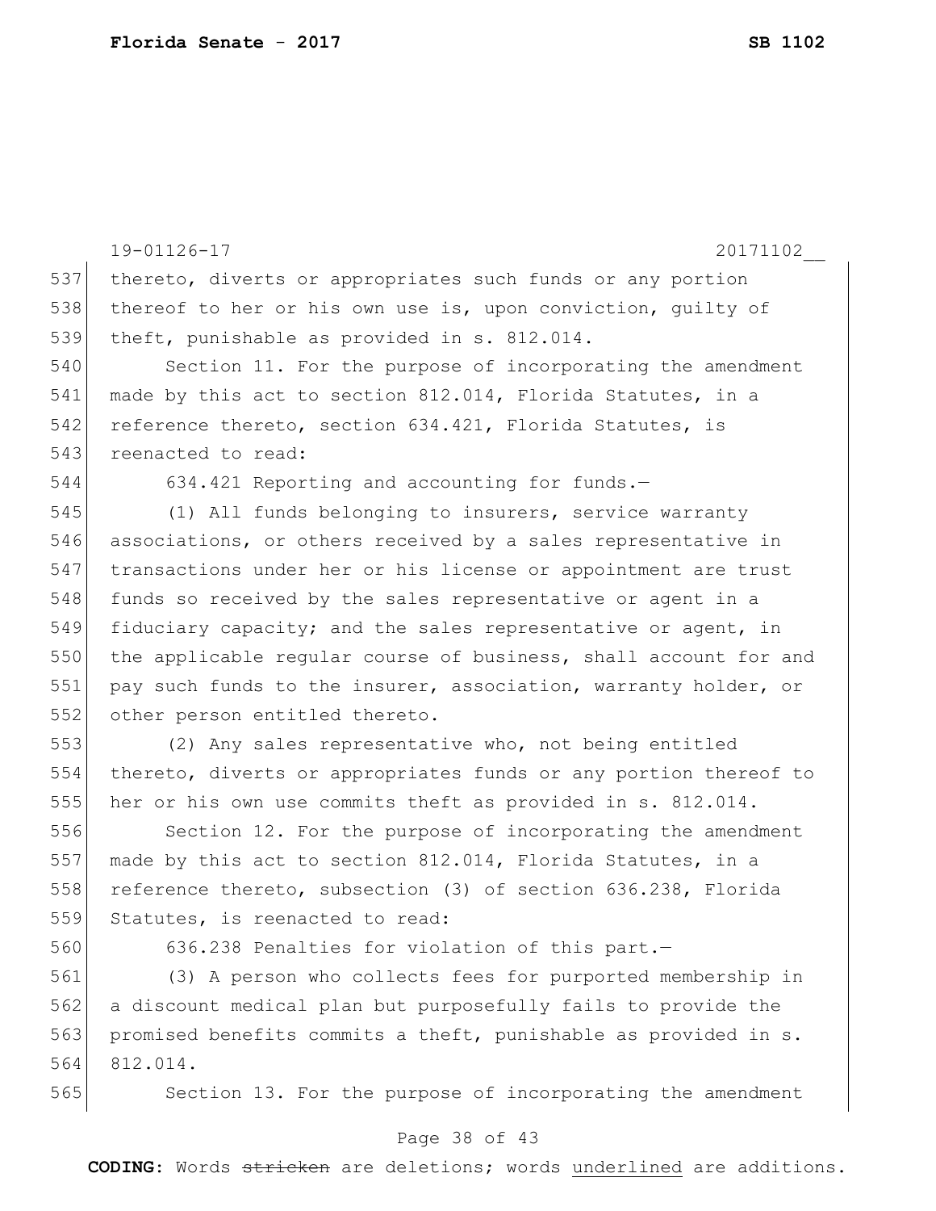thereto, diverts or appropriates such funds or any portion thereof to her or his own use is, upon conviction, guilty of theft, punishable as provided in s. 812.014.

Section 11. For the purpose of incorporating the amendment made by this act to section 812.014, Florida Statutes, in a reference thereto, section 634.421, Florida Statutes, is reenacted to read:

634.421 Reporting and accounting for funds.—

(1) All funds belonging to insurers, service warranty associations, or others received by a sales representative in transactions under her or his license or appointment are trust funds so received by the sales representative or agent in a fiduciary capacity; and the sales representative or agent, in the applicable regular course of business, shall account for and pay such funds to the insurer, association, warranty holder, or other person entitled thereto.

(2) Any sales representative who, not being entitled thereto, diverts or appropriates funds or any portion thereof to her or his own use commits theft as provided in s. 812.014.

Section 12. For the purpose of incorporating the amendment made by this act to section 812.014, Florida Statutes, in a reference thereto, subsection (3) of section 636.238, Florida Statutes, is reenacted to read:

636.238 Penalties for violation of this part.—

(3) A person who collects fees for purported membership in a discount medical plan but purposefully fails to provide the promised benefits commits a theft, punishable as provided in s. 812.014.

Section 13. For the purpose of incorporating the amendment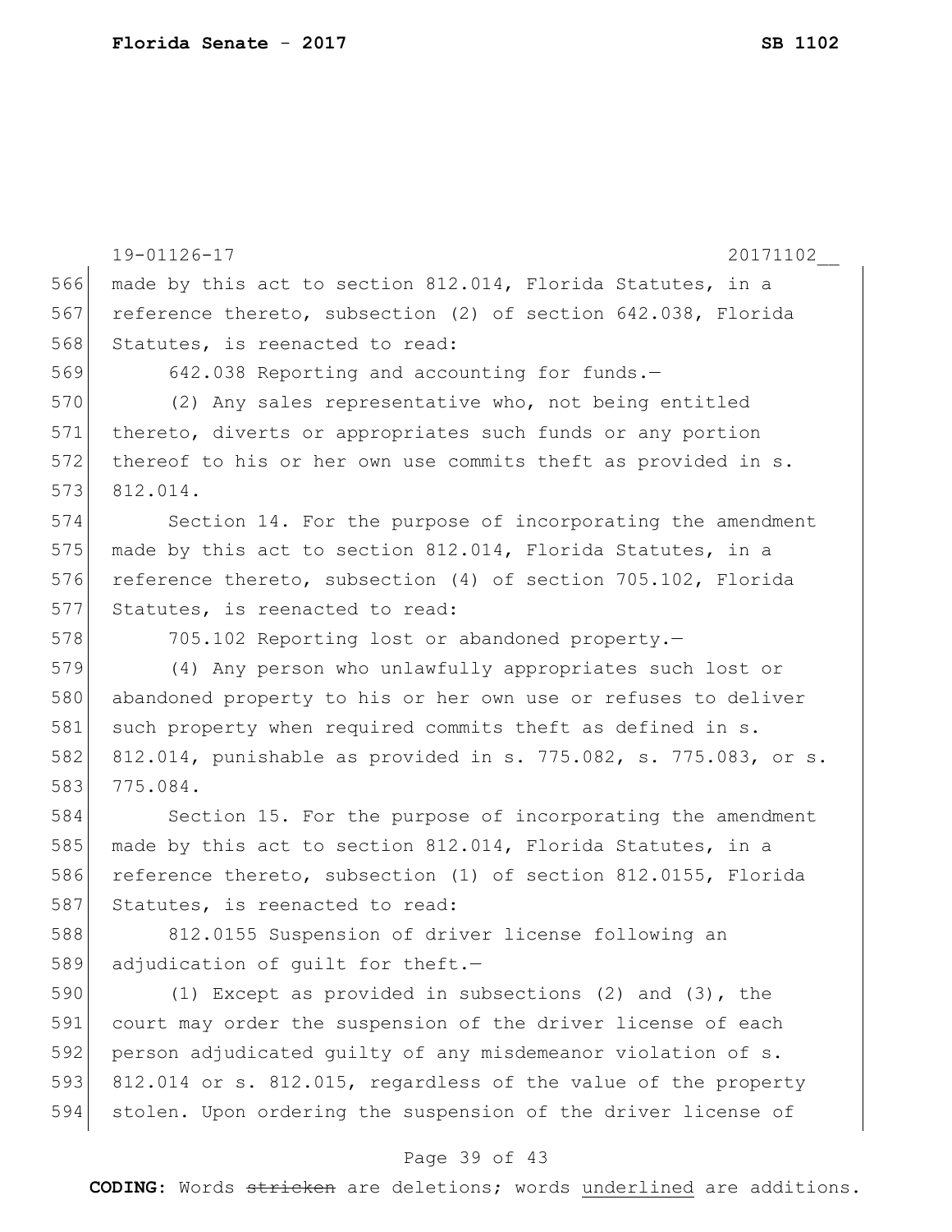made by this act to section 812.014, Florida Statutes, in a reference thereto, subsection (2) of section 642.038, Florida Statutes, is reenacted to read:

642.038 Reporting and accounting for funds.—

(2) Any sales representative who, not being entitled thereto, diverts or appropriates such funds or any portion thereof to his or her own use commits theft as provided in s. 812.014.

Section 14. For the purpose of incorporating the amendment made by this act to section 812.014, Florida Statutes, in a reference thereto, subsection (4) of section 705.102, Florida Statutes, is reenacted to read:

705.102 Reporting lost or abandoned property.—

(4) Any person who unlawfully appropriates such lost or abandoned property to his or her own use or refuses to deliver such property when required commits theft as defined in s. 812.014, punishable as provided in s. 775.082, s. 775.083, or s. 775.084.

Section 15. For the purpose of incorporating the amendment made by this act to section 812.014, Florida Statutes, in a reference thereto, subsection (1) of section 812.0155, Florida Statutes, is reenacted to read:

812.0155 Suspension of driver license following an adjudication of guilt for theft.—

(1) Except as provided in subsections (2) and (3), the court may order the suspension of the driver license of each person adjudicated guilty of any misdemeanor violation of s. 812.014 or s. 812.015, regardless of the value of the property stolen. Upon ordering the suspension of the driver license of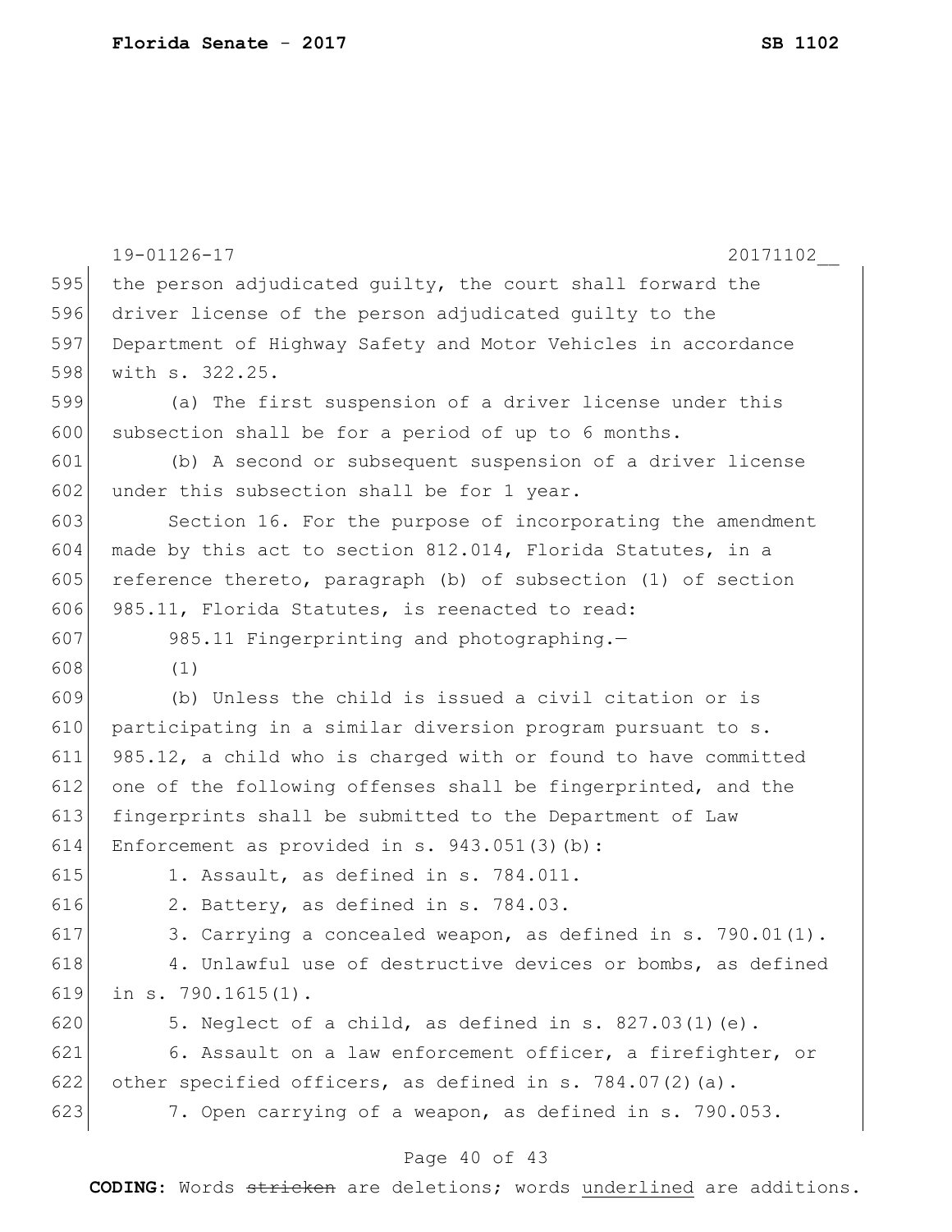the person adjudicated guilty, the court shall forward the driver license of the person adjudicated guilty to the Department of Highway Safety and Motor Vehicles in accordance with s. 322.25.

(a) The first suspension of a driver license under this subsection shall be for a period of up to 6 months.

(b) A second or subsequent suspension of a driver license under this subsection shall be for 1 year.

Section 16. For the purpose of incorporating the amendment made by this act to section 812.014, Florida Statutes, in a reference thereto, paragraph (b) of subsection (1) of section 985.11, Florida Statutes, is reenacted to read:

985.11 Fingerprinting and photographing.—

(1)

(b) Unless the child is issued a civil citation or is participating in a similar diversion program pursuant to s. 985.12, a child who is charged with or found to have committed one of the following offenses shall be fingerprinted, and the fingerprints shall be submitted to the Department of Law Enforcement as provided in s. 943.051(3)(b):

1. Assault, as defined in s. 784.011.

2. Battery, as defined in s. 784.03.

3. Carrying a concealed weapon, as defined in s. 790.01(1).

4. Unlawful use of destructive devices or bombs, as defined in s. 790.1615(1).

5. Neglect of a child, as defined in s. 827.03(1)(e).

6. Assault on a law enforcement officer, a firefighter, or other specified officers, as defined in s. 784.07(2)(a).

7. Open carrying of a weapon, as defined in s. 790.053.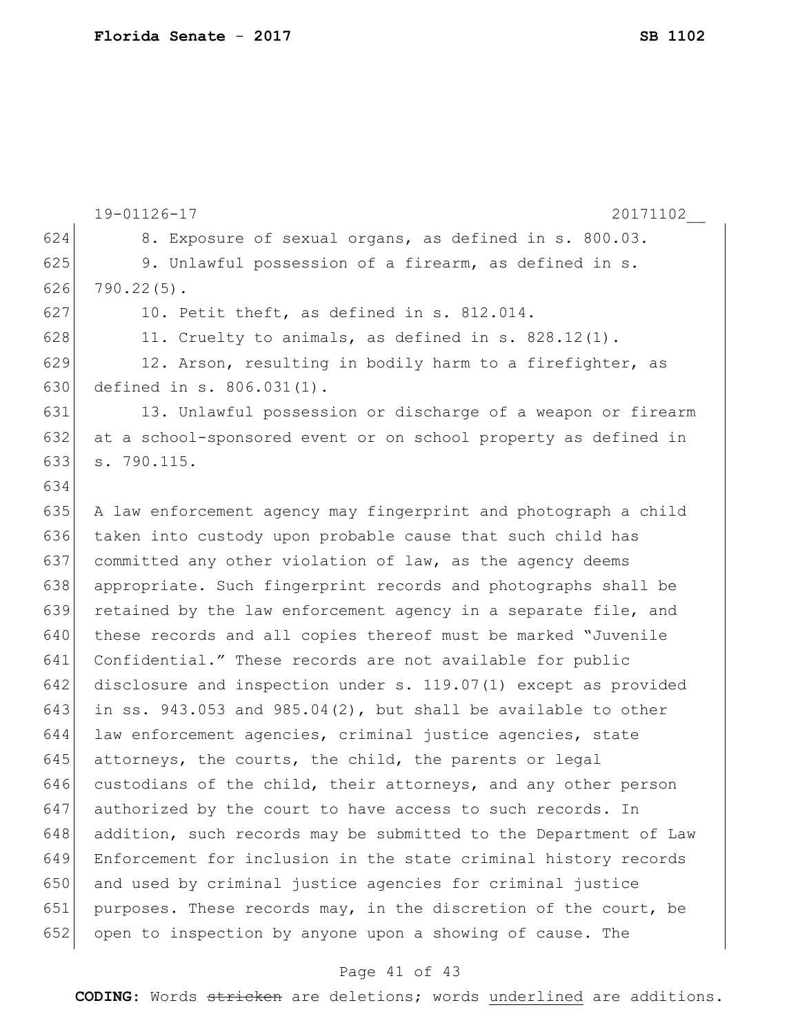8. Exposure of sexual organs, as defined in s. 800.03.

9. Unlawful possession of a firearm, as defined in s. 790.22(5).

10. Petit theft, as defined in s. 812.014.

11. Cruelty to animals, as defined in s. 828.12(1).

12. Arson, resulting in bodily harm to a firefighter, as defined in s. 806.031(1).

13. Unlawful possession or discharge of a weapon or firearm at a school-sponsored event or on school property as defined in s. 790.115.

A law enforcement agency may fingerprint and photograph a child taken into custody upon probable cause that such child has committed any other violation of law, as the agency deems appropriate. Such fingerprint records and photographs shall be retained by the law enforcement agency in a separate file, and these records and all copies thereof must be marked "Juvenile Confidential." These records are not available for public disclosure and inspection under s. 119.07(1) except as provided in ss. 943.053 and 985.04(2), but shall be available to other law enforcement agencies, criminal justice agencies, state attorneys, the courts, the child, the parents or legal custodians of the child, their attorneys, and any other person authorized by the court to have access to such records. In addition, such records may be submitted to the Department of Law Enforcement for inclusion in the state criminal history records and used by criminal justice agencies for criminal justice purposes. These records may, in the discretion of the court, be open to inspection by anyone upon a showing of cause. The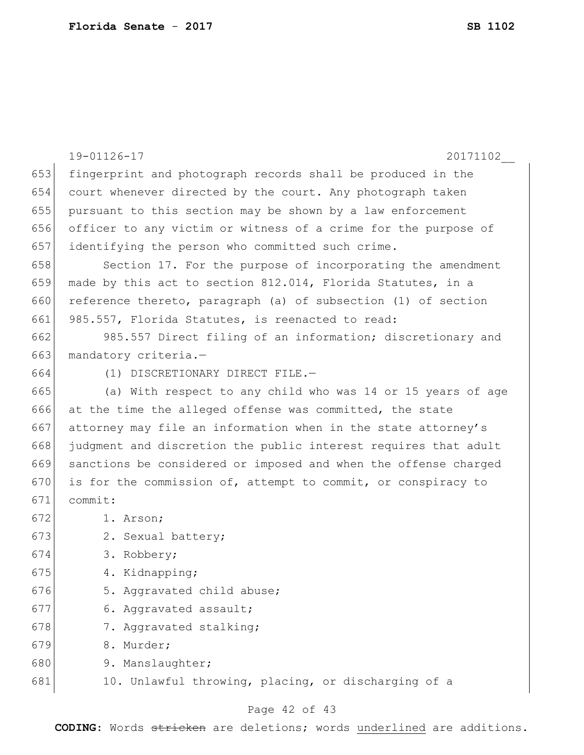fingerprint and photograph records shall be produced in the court whenever directed by the court. Any photograph taken pursuant to this section may be shown by a law enforcement officer to any victim or witness of a crime for the purpose of identifying the person who committed such crime.

Section 17. For the purpose of incorporating the amendment made by this act to section 812.014, Florida Statutes, in a reference thereto, paragraph (a) of subsection (1) of section 985.557, Florida Statutes, is reenacted to read:

985.557 Direct filing of an information; discretionary and mandatory criteria.—

(1) DISCRETIONARY DIRECT FILE.—

(a) With respect to any child who was 14 or 15 years of age at the time the alleged offense was committed, the state attorney may file an information when in the state attorney's judgment and discretion the public interest requires that adult sanctions be considered or imposed and when the offense charged is for the commission of, attempt to commit, or conspiracy to commit:

1. Arson;
2. Sexual battery;
3. Robbery;
4. Kidnapping;
5. Aggravated child abuse;
6. Aggravated assault;
7. Aggravated stalking;
8. Murder;
9. Manslaughter;
10. Unlawful throwing, placing, or discharging of a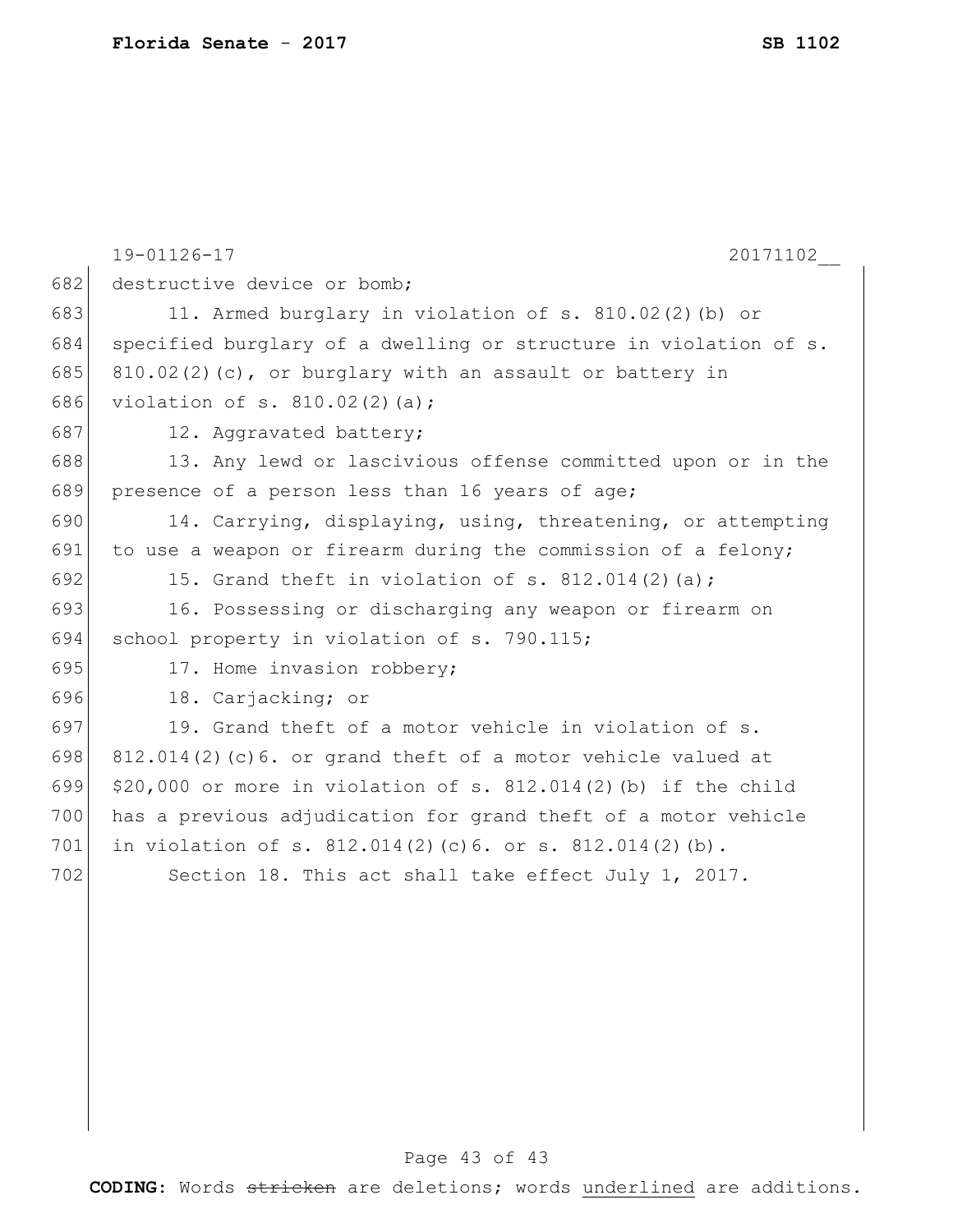destructive device or bomb;

11. Armed burglary in violation of s. 810.02(2)(b) or specified burglary of a dwelling or structure in violation of s. 810.02(2)(c), or burglary with an assault or battery in violation of s. 810.02(2)(a);

12. Aggravated battery;

13. Any lewd or lascivious offense committed upon or in the presence of a person less than 16 years of age;

14. Carrying, displaying, using, threatening, or attempting to use a weapon or firearm during the commission of a felony;

15. Grand theft in violation of s. 812.014(2)(a);

16. Possessing or discharging any weapon or firearm on school property in violation of s. 790.115;

17. Home invasion robbery;

18. Carjacking; or

19. Grand theft of a motor vehicle in violation of s. 812.014(2)(c)6. or grand theft of a motor vehicle valued at $20,000 or more in violation of s. 812.014(2)(b) if the child has a previous adjudication for grand theft of a motor vehicle in violation of s. 812.014(2)(c)6. or s. 812.014(2)(b).

Section 18. This act shall take effect July 1, 2017.